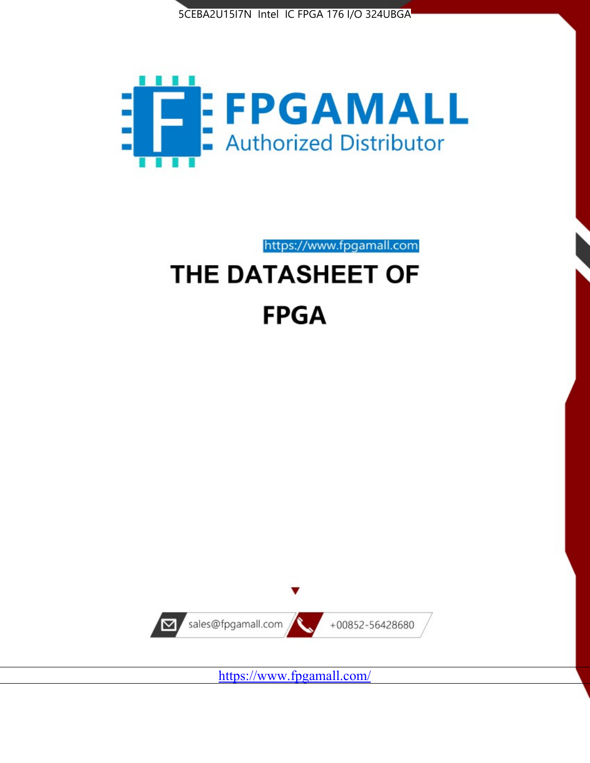5CEBA2U15I7N Intel IC FPGA 176 I/O 324UBGA

FPGAMALL

Authorized Distributor

https://www.fpgamall.com

# THE DATASHEET OF

# FPGA

sales@fpgamall.com

+00852-56428680

https://www.fpgamall.com/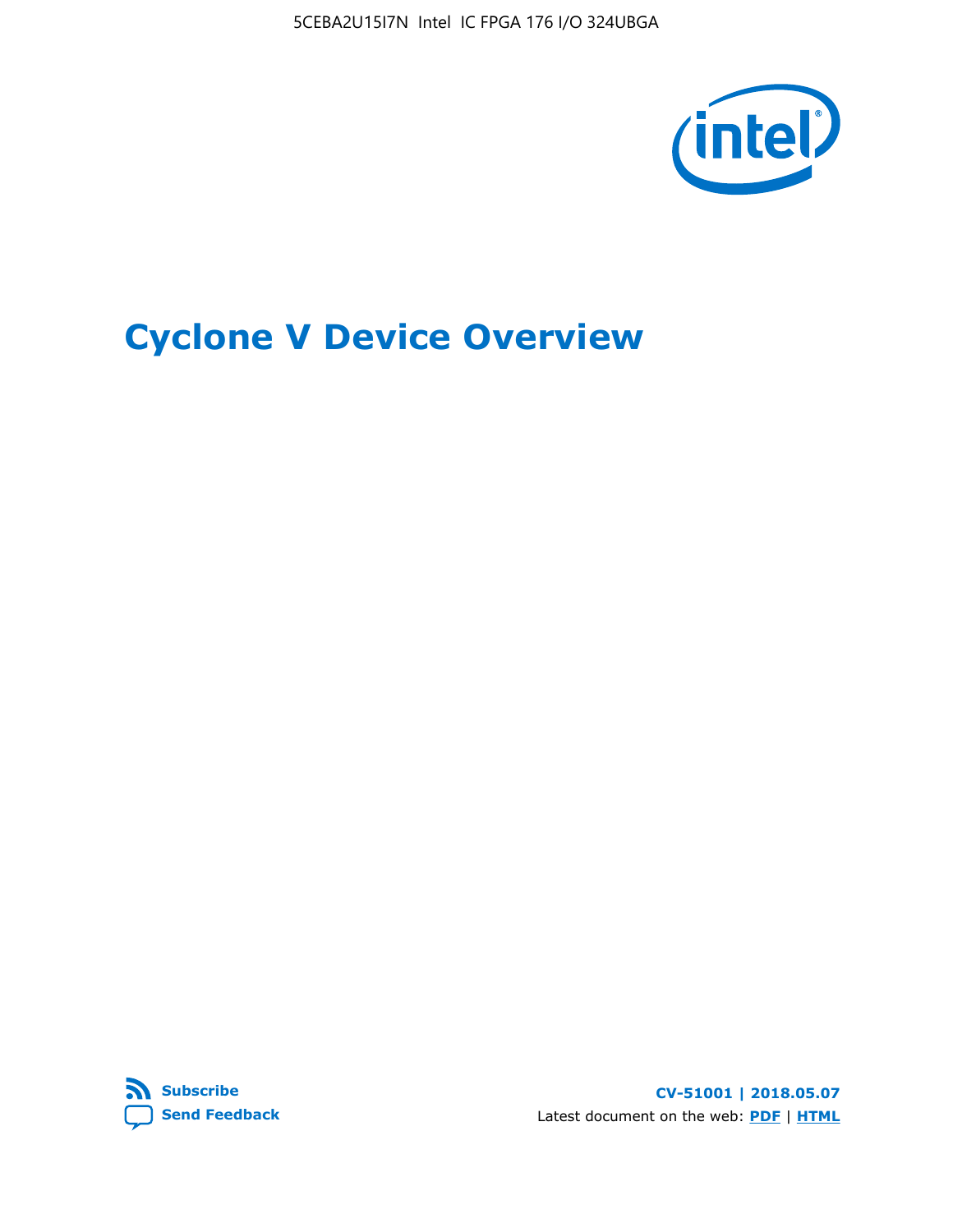# Cyclone V Device Overview

**Subscribe**
**Send Feedback**

**CV-51001 | 2018.05.07**

Latest document on the web: **PDF** | **HTML**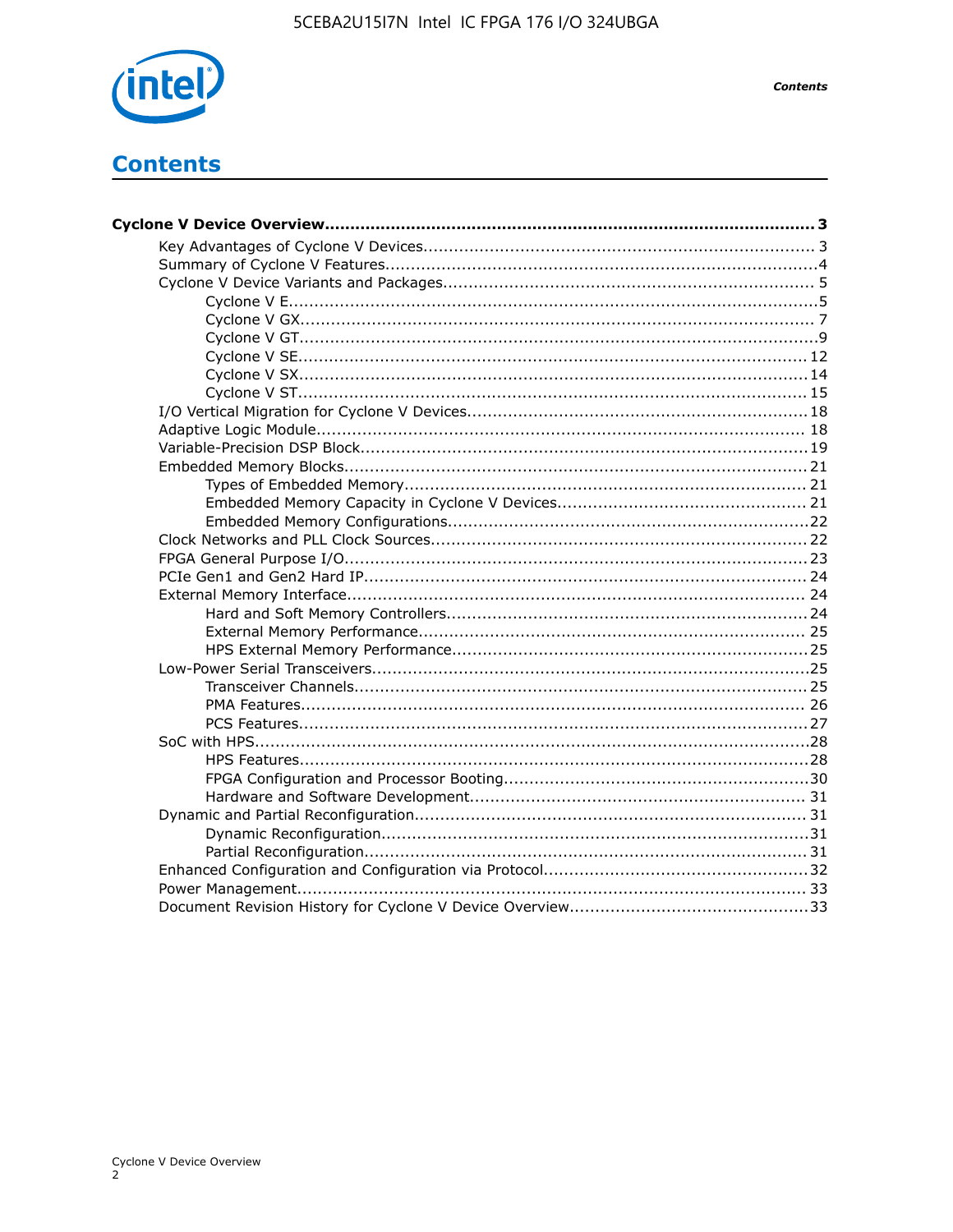# Contents

**Cyclone V Device Overview....................................................................................3**

- Key Advantages of Cyclone V Devices............................................................................3
- Summary of Cyclone V Features....................................................................................4
- Cyclone V Device Variants and Packages.........................................................................5
    - Cyclone V E.......................................................................................................5
    - Cyclone V GX.....................................................................................................7
    - Cyclone V GT.....................................................................................................9
    - Cyclone V SE....................................................................................................12
    - Cyclone V SX....................................................................................................14
    - Cyclone V ST....................................................................................................15
- I/O Vertical Migration for Cyclone V Devices...................................................................18
- Adaptive Logic Module................................................................................................18
- Variable-Precision DSP Block.......................................................................................19
- Embedded Memory Blocks..........................................................................................21
    - Types of Embedded Memory..............................................................................21
    - Embedded Memory Capacity in Cyclone V Devices.................................................21
    - Embedded Memory Configurations......................................................................22
- Clock Networks and PLL Clock Sources.........................................................................22
- FPGA General Purpose I/O..........................................................................................23
- PCIe Gen1 and Gen2 Hard IP......................................................................................24
- External Memory Interface.........................................................................................24
    - Hard and Soft Memory Controllers......................................................................24
    - External Memory Performance...........................................................................25
    - HPS External Memory Performance.....................................................................25
- Low-Power Serial Transceivers....................................................................................25
    - Transceiver Channels........................................................................................25
    - PMA Features..................................................................................................26
    - PCS Features...................................................................................................27
- SoC with HPS............................................................................................................28
    - HPS Features...................................................................................................28
    - FPGA Configuration and Processor Booting...........................................................30
    - Hardware and Software Development.................................................................31
- Dynamic and Partial Reconfiguration............................................................................31
    - Dynamic Reconfiguration...................................................................................31
    - Partial Reconfiguration......................................................................................31
- Enhanced Configuration and Configuration via Protocol...................................................32
- Power Management...................................................................................................33
- Document Revision History for Cyclone V Device Overview...............................................33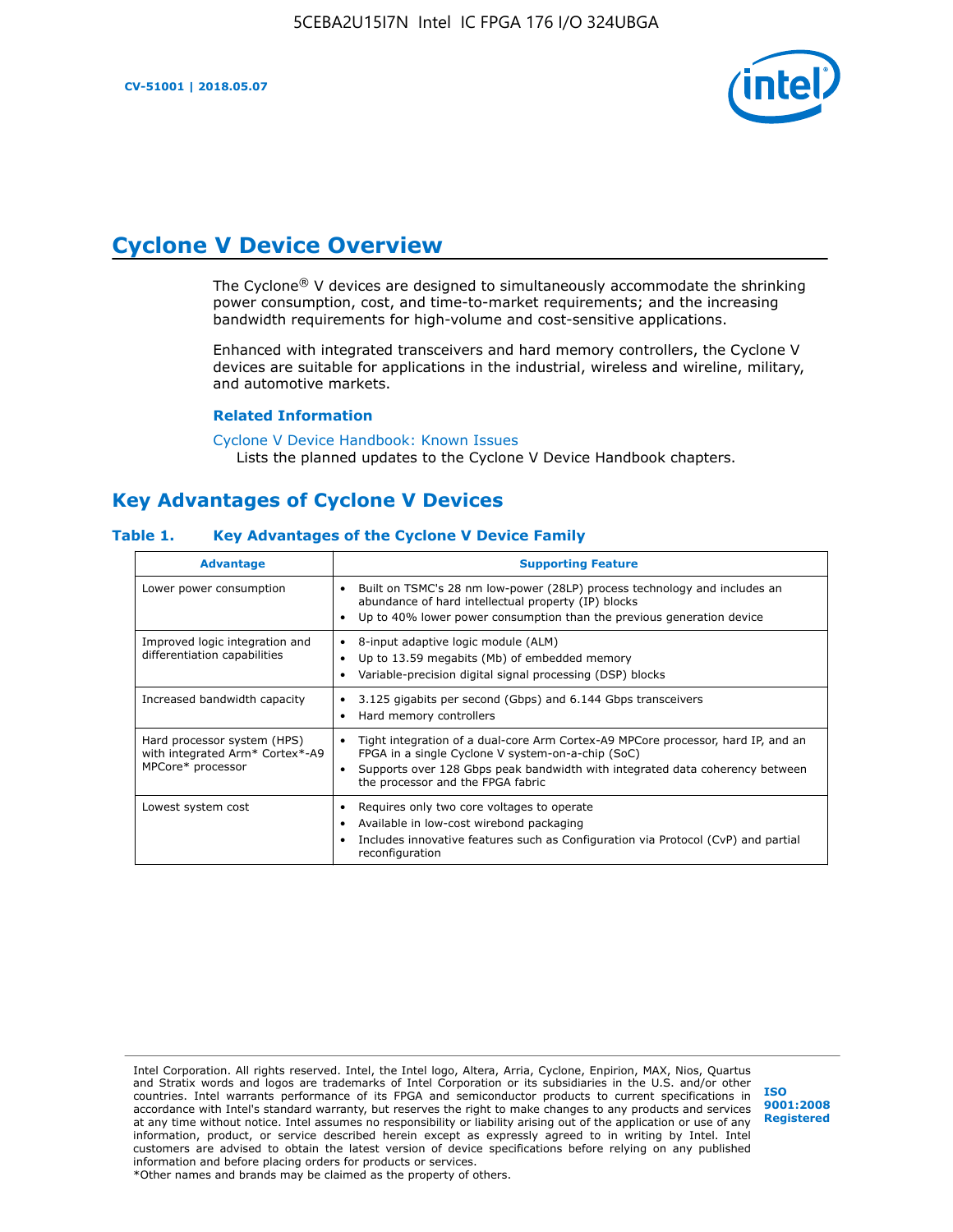# Cyclone V Device Overview

The Cyclone® V devices are designed to simultaneously accommodate the shrinking power consumption, cost, and time-to-market requirements; and the increasing bandwidth requirements for high-volume and cost-sensitive applications.

Enhanced with integrated transceivers and hard memory controllers, the Cyclone V devices are suitable for applications in the industrial, wireless and wireline, military, and automotive markets.

### Related Information

Cyclone V Device Handbook: Known Issues
Lists the planned updates to the Cyclone V Device Handbook chapters.

## Key Advantages of Cyclone V Devices

### Table 1. Key Advantages of the Cyclone V Device Family

| Advantage | Supporting Feature |
|---|---|
| Lower power consumption | • Built on TSMC's 28 nm low-power (28LP) process technology and includes an abundance of hard intellectual property (IP) blocks<br>• Up to 40% lower power consumption than the previous generation device |
| Improved logic integration and differentiation capabilities | • 8-input adaptive logic module (ALM)<br>• Up to 13.59 megabits (Mb) of embedded memory<br>• Variable-precision digital signal processing (DSP) blocks |
| Increased bandwidth capacity | • 3.125 gigabits per second (Gbps) and 6.144 Gbps transceivers<br>• Hard memory controllers |
| Hard processor system (HPS) with integrated Arm* Cortex*-A9 MPCore* processor | • Tight integration of a dual-core Arm Cortex-A9 MPCore processor, hard IP, and an FPGA in a single Cyclone V system-on-a-chip (SoC)<br>• Supports over 128 Gbps peak bandwidth with integrated data coherency between the processor and the FPGA fabric |
| Lowest system cost | • Requires only two core voltages to operate<br>• Available in low-cost wirebond packaging<br>• Includes innovative features such as Configuration via Protocol (CvP) and partial reconfiguration |

Intel Corporation. All rights reserved. Intel, the Intel logo, Altera, Arria, Cyclone, Enpirion, MAX, Nios, Quartus and Stratix words and logos are trademarks of Intel Corporation or its subsidiaries in the U.S. and/or other countries. Intel warrants performance of its FPGA and semiconductor products to current specifications in accordance with Intel's standard warranty, but reserves the right to make changes to any products and services at any time without notice. Intel assumes no responsibility or liability arising out of the application or use of any information, product, or service described herein except as expressly agreed to in writing by Intel. Intel customers are advised to obtain the latest version of device specifications before relying on any published information and before placing orders for products or services.
*Other names and brands may be claimed as the property of others.

ISO 9001:2008 Registered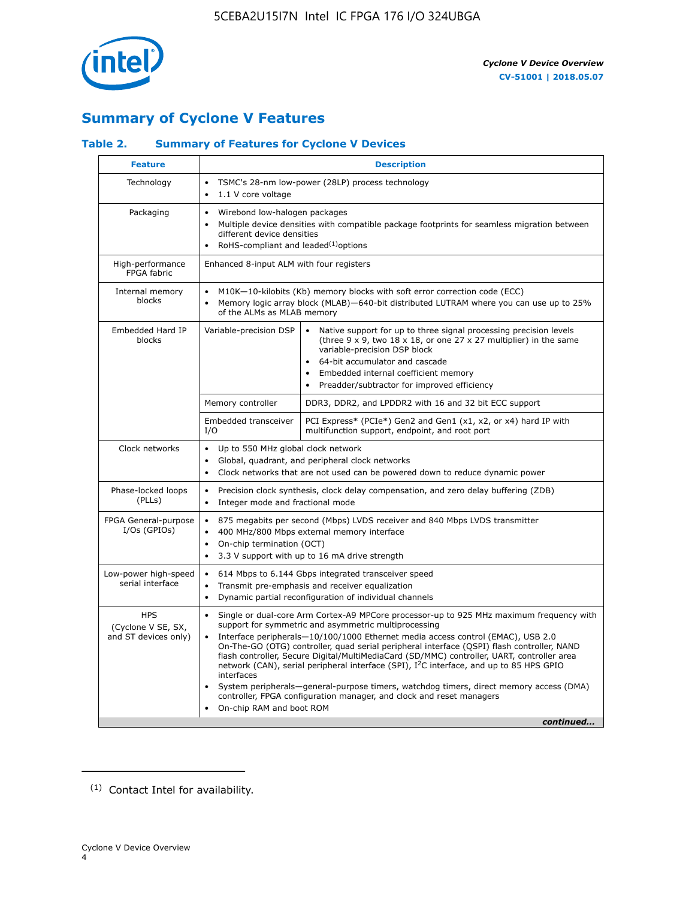## Summary of Cyclone V Features

### Table 2. Summary of Features for Cyclone V Devices

| Feature | Description | |
|---|---|---|
| Technology | • TSMC's 28-nm low-power (28LP) process technology<br>• 1.1 V core voltage | |
| Packaging | • Wirebond low-halogen packages<br>• Multiple device densities with compatible package footprints for seamless migration between different device densities<br>• RoHS-compliant and leaded[(1)] options | |
| High-performance FPGA fabric | Enhanced 8-input ALM with four registers | |
| Internal memory blocks | • M10K—10-kilobits (Kb) memory blocks with soft error correction code (ECC)<br>• Memory logic array block (MLAB)—640-bit distributed LUTRAM where you can use up to 25% of the ALMs as MLAB memory | |
| Embedded Hard IP blocks | Variable-precision DSP | • Native support for up to three signal processing precision levels (three 9 x 9, two 18 x 18, or one 27 x 27 multiplier) in the same variable-precision DSP block<br>• 64-bit accumulator and cascade<br>• Embedded internal coefficient memory<br>• Preadder/subtractor for improved efficiency |
| | Memory controller | DDR3, DDR2, and LPDDR2 with 16 and 32 bit ECC support |
| | Embedded transceiver I/O | PCI Express* (PCIe*) Gen2 and Gen1 (x1, x2, or x4) hard IP with multifunction support, endpoint, and root port |
| Clock networks | • Up to 550 MHz global clock network<br>• Global, quadrant, and peripheral clock networks<br>• Clock networks that are not used can be powered down to reduce dynamic power | |
| Phase-locked loops (PLLs) | • Precision clock synthesis, clock delay compensation, and zero delay buffering (ZDB)<br>• Integer mode and fractional mode | |
| FPGA General-purpose I/Os (GPIOs) | • 875 megabits per second (Mbps) LVDS receiver and 840 Mbps LVDS transmitter<br>• 400 MHz/800 Mbps external memory interface<br>• On-chip termination (OCT)<br>• 3.3 V support with up to 16 mA drive strength | |
| Low-power high-speed serial interface | • 614 Mbps to 6.144 Gbps integrated transceiver speed<br>• Transmit pre-emphasis and receiver equalization<br>• Dynamic partial reconfiguration of individual channels | |
| HPS (Cyclone V SE, SX, and ST devices only) | • Single or dual-core Arm Cortex-A9 MPCore processor-up to 925 MHz maximum frequency with support for symmetric and asymmetric multiprocessing<br>• Interface peripherals—10/100/1000 Ethernet media access control (EMAC), USB 2.0 On-The-GO (OTG) controller, quad serial peripheral interface (QSPI) flash controller, NAND flash controller, Secure Digital/MultiMediaCard (SD/MMC) controller, UART, controller area network (CAN), serial peripheral interface (SPI), I$^2$C interface, and up to 85 HPS GPIO interfaces<br>• System peripherals—general-purpose timers, watchdog timers, direct memory access (DMA) controller, FPGA configuration manager, and clock and reset managers<br>• On-chip RAM and boot ROM | |

*continued...*

(1) Contact Intel for availability.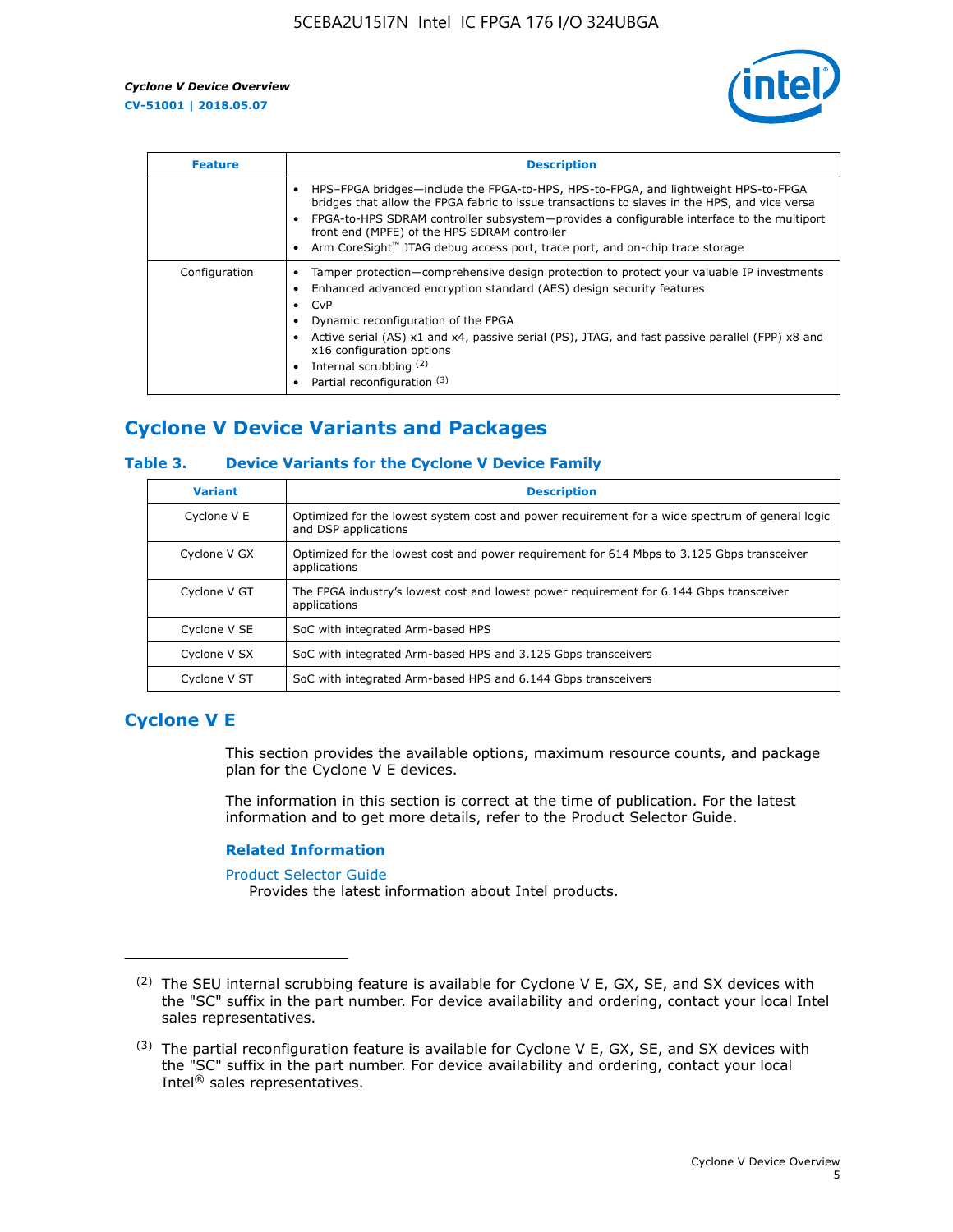| Feature | Description |
| --- | --- |
| | • HPS–FPGA bridges—include the FPGA-to-HPS, HPS-to-FPGA, and lightweight HPS-to-FPGA bridges that allow the FPGA fabric to issue transactions to slaves in the HPS, and vice versa<br>• FPGA-to-HPS SDRAM controller subsystem—provides a configurable interface to the multiport front end (MPFE) of the HPS SDRAM controller<br>• Arm CoreSight™ JTAG debug access port, trace port, and on-chip trace storage |
| Configuration | • Tamper protection—comprehensive design protection to protect your valuable IP investments<br>• Enhanced advanced encryption standard (AES) design security features<br>• CvP<br>• Dynamic reconfiguration of the FPGA<br>• Active serial (AS) x1 and x4, passive serial (PS), JTAG, and fast passive parallel (FPP) x8 and x16 configuration options<br>• Internal scrubbing [(2)]<br>• Partial reconfiguration [(3)] |

## Cyclone V Device Variants and Packages

### Table 3. Device Variants for the Cyclone V Device Family

| Variant | Description |
| --- | --- |
| Cyclone V E | Optimized for the lowest system cost and power requirement for a wide spectrum of general logic and DSP applications |
| Cyclone V GX | Optimized for the lowest cost and power requirement for 614 Mbps to 3.125 Gbps transceiver applications |
| Cyclone V GT | The FPGA industry's lowest cost and lowest power requirement for 6.144 Gbps transceiver applications |
| Cyclone V SE | SoC with integrated Arm-based HPS |
| Cyclone V SX | SoC with integrated Arm-based HPS and 3.125 Gbps transceivers |
| Cyclone V ST | SoC with integrated Arm-based HPS and 6.144 Gbps transceivers |

## Cyclone V E

This section provides the available options, maximum resource counts, and package plan for the Cyclone V E devices.

The information in this section is correct at the time of publication. For the latest information and to get more details, refer to the Product Selector Guide.

#### Related Information

Product Selector Guide
Provides the latest information about Intel products.

---

(2) The SEU internal scrubbing feature is available for Cyclone V E, GX, SE, and SX devices with the "SC" suffix in the part number. For device availability and ordering, contact your local Intel sales representatives.

(3) The partial reconfiguration feature is available for Cyclone V E, GX, SE, and SX devices with the "SC" suffix in the part number. For device availability and ordering, contact your local Intel® sales representatives.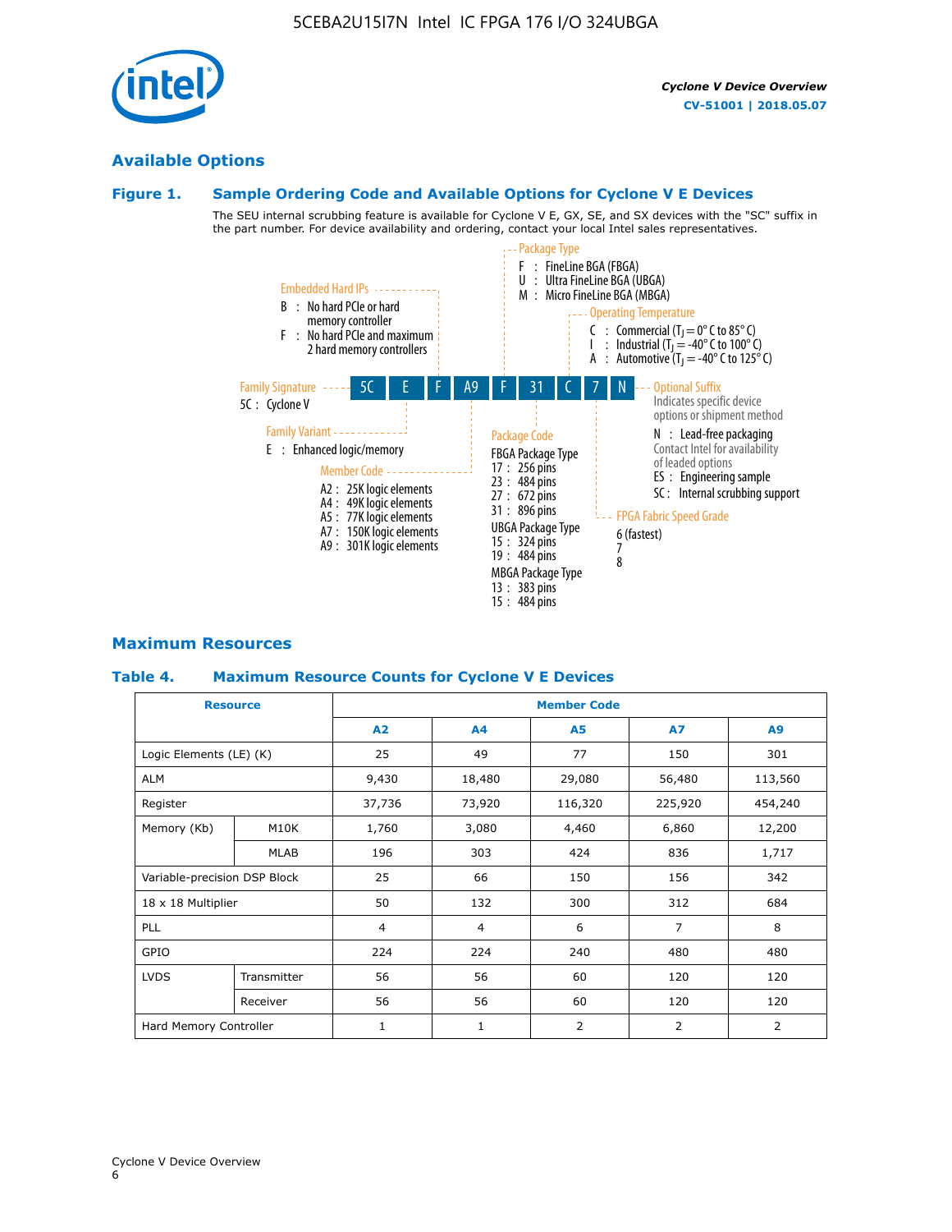## Available Options

### Figure 1. Sample Ordering Code and Available Options for Cyclone V E Devices

The SEU internal scrubbing feature is available for Cyclone V E, GX, SE, and SX devices with the "SC" suffix in the part number. For device availability and ordering, contact your local Intel sales representatives.

**5C | E | F | A9 | F | 31 | C | 7 | N**

- **Family Signature**
  - 5C : Cyclone V
- **Family Variant**
  - E : Enhanced logic/memory
- **Embedded Hard IPs**
  - B : No hard PCIe or hard memory controller
  - F : No hard PCIe and maximum 2 hard memory controllers
- **Member Code**
  - A2 : 25K logic elements
  - A4 : 49K logic elements
  - A5 : 77K logic elements
  - A7 : 150K logic elements
  - A9 : 301K logic elements
- **Package Type**
  - F : FineLine BGA (FBGA)
  - U : Ultra FineLine BGA (UBGA)
  - M : Micro FineLine BGA (MBGA)
- **Package Code**
  - FBGA Package Type
    - 17 : 256 pins
    - 23 : 484 pins
    - 27 : 672 pins
    - 31 : 896 pins
  - UBGA Package Type
    - 15 : 324 pins
    - 19 : 484 pins
  - MBGA Package Type
    - 13 : 383 pins
    - 15 : 484 pins
- **Operating Temperature**
  - C : Commercial ($T_J$ = 0° C to 85° C)
  - I : Industrial ($T_J$ = -40° C to 100° C)
  - A : Automotive ($T_J$ = -40° C to 125° C)
- **FPGA Fabric Speed Grade**
  - 6 (fastest)
  - 7
  - 8
- **Optional Suffix**
  - Indicates specific device options or shipment method
  - N : Lead-free packaging
  - Contact Intel for availability of leaded options
  - ES : Engineering sample
  - SC : Internal scrubbing support

## Maximum Resources

### Table 4. Maximum Resource Counts for Cyclone V E Devices

| Resource | | Member Code | | | | |
|---|---|---|---|---|---|---|
| | | A2 | A4 | A5 | A7 | A9 |
| Logic Elements (LE) (K) | | 25 | 49 | 77 | 150 | 301 |
| ALM | | 9,430 | 18,480 | 29,080 | 56,480 | 113,560 |
| Register | | 37,736 | 73,920 | 116,320 | 225,920 | 454,240 |
| Memory (Kb) | M10K | 1,760 | 3,080 | 4,460 | 6,860 | 12,200 |
| | MLAB | 196 | 303 | 424 | 836 | 1,717 |
| Variable-precision DSP Block | | 25 | 66 | 150 | 156 | 342 |
| 18 x 18 Multiplier | | 50 | 132 | 300 | 312 | 684 |
| PLL | | 4 | 4 | 6 | 7 | 8 |
| GPIO | | 224 | 224 | 240 | 480 | 480 |
| LVDS | Transmitter | 56 | 56 | 60 | 120 | 120 |
| | Receiver | 56 | 56 | 60 | 120 | 120 |
| Hard Memory Controller | | 1 | 1 | 2 | 2 | 2 |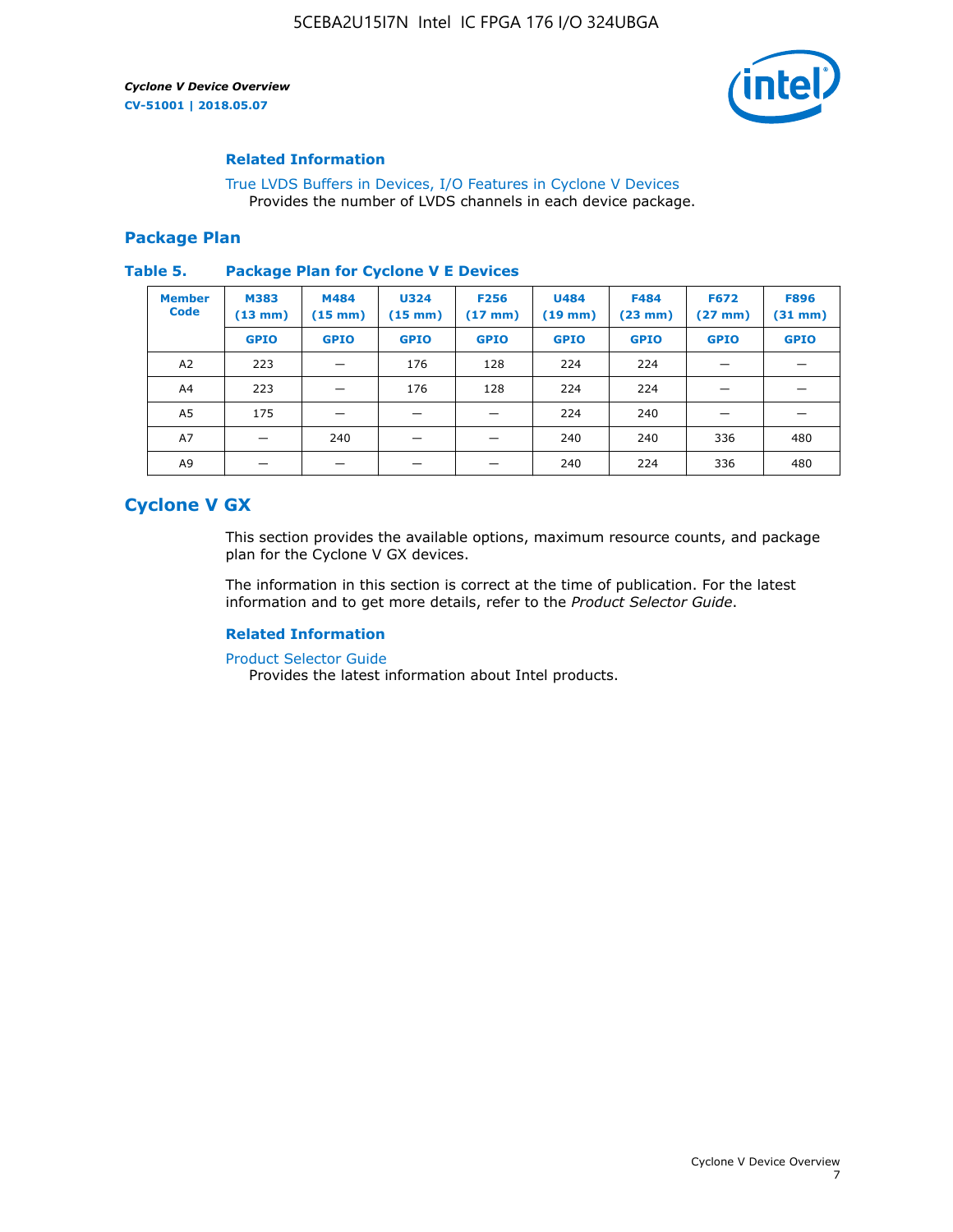#### Related Information

True LVDS Buffers in Devices, I/O Features in Cyclone V Devices
Provides the number of LVDS channels in each device package.

### Package Plan

**Table 5. Package Plan for Cyclone V E Devices**

| Member Code | M383 (13 mm) | M484 (15 mm) | U324 (15 mm) | F256 (17 mm) | U484 (19 mm) | F484 (23 mm) | F672 (27 mm) | F896 (31 mm) |
|---|---|---|---|---|---|---|---|---|
| | GPIO | GPIO | GPIO | GPIO | GPIO | GPIO | GPIO | GPIO |
| A2 | 223 | — | 176 | 128 | 224 | 224 | — | — |
| A4 | 223 | — | 176 | 128 | 224 | 224 | — | — |
| A5 | 175 | — | — | — | 224 | 240 | — | — |
| A7 | — | 240 | — | — | 240 | 240 | 336 | 480 |
| A9 | — | — | — | — | 240 | 224 | 336 | 480 |

## Cyclone V GX

This section provides the available options, maximum resource counts, and package plan for the Cyclone V GX devices.

The information in this section is correct at the time of publication. For the latest information and to get more details, refer to the *Product Selector Guide*.

#### Related Information

Product Selector Guide
Provides the latest information about Intel products.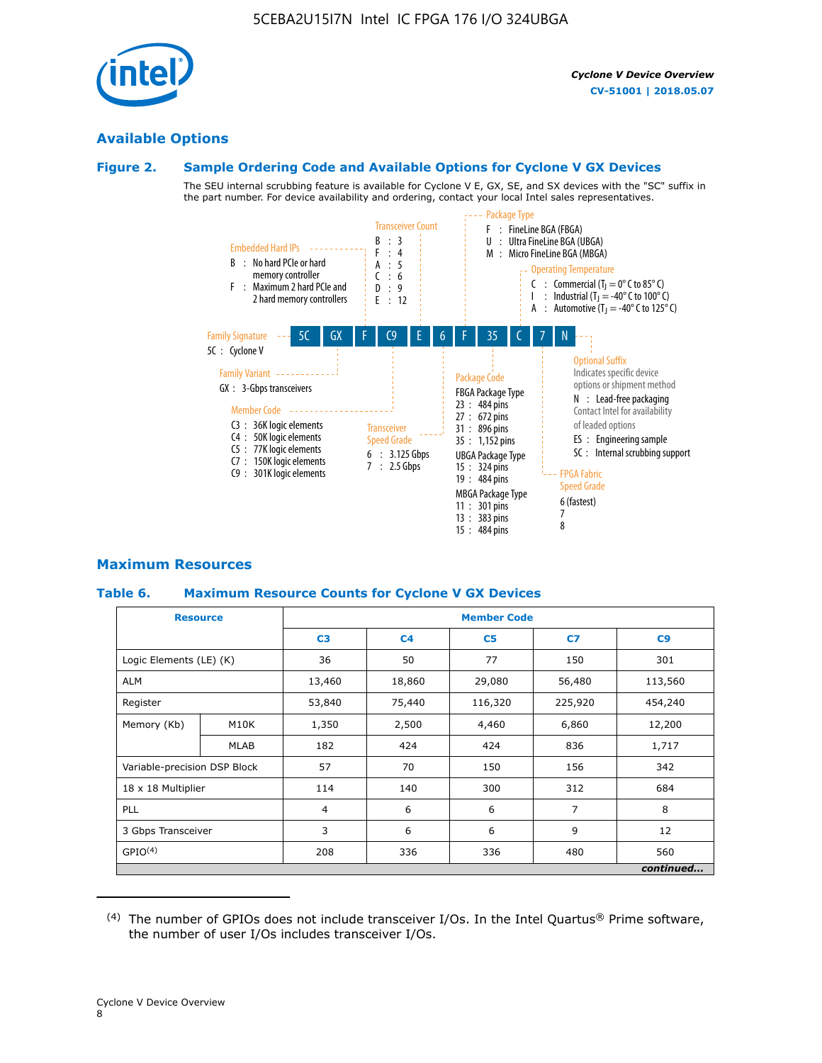## Available Options

### Figure 2. Sample Ordering Code and Available Options for Cyclone V GX Devices

The SEU internal scrubbing feature is available for Cyclone V E, GX, SE, and SX devices with the "SC" suffix in the part number. For device availability and ordering, contact your local Intel sales representatives.

5C | GX | F | C9 | E | 6 | F | 35 | C | 7 | N

**Family Signature**
- 5C : Cyclone V

**Family Variant**
- GX : 3-Gbps transceivers

**Embedded Hard IPs**
- B : No hard PCIe or hard memory controller
- F : Maximum 2 hard PCIe and 2 hard memory controllers

**Member Code**
- C3 : 36K logic elements
- C4 : 50K logic elements
- C5 : 77K logic elements
- C7 : 150K logic elements
- C9 : 301K logic elements

**Transceiver Count**
- B : 3
- F : 4
- A : 5
- C : 6
- D : 9
- E : 12

**Transceiver Speed Grade**
- 6 : 3.125 Gbps
- 7 : 2.5 Gbps

**Package Type**
- F : FineLine BGA (FBGA)
- U : Ultra FineLine BGA (UBGA)
- M : Micro FineLine BGA (MBGA)

**Package Code**

FBGA Package Type
- 23 : 484 pins
- 27 : 672 pins
- 31 : 896 pins
- 35 : 1,152 pins

UBGA Package Type
- 15 : 324 pins
- 19 : 484 pins

MBGA Package Type
- 11 : 301 pins
- 13 : 383 pins
- 15 : 484 pins

**Operating Temperature**
- C : Commercial ($T_J$ = 0° C to 85° C)
- I : Industrial ($T_J$ = -40° C to 100° C)
- A : Automotive ($T_J$ = -40° C to 125° C)

**FPGA Fabric Speed Grade**
- 6 (fastest)
- 7
- 8

**Optional Suffix**

Indicates specific device options or shipment method
- N : Lead-free packaging
  Contact Intel for availability of leaded options
- ES : Engineering sample
- SC : Internal scrubbing support

## Maximum Resources

### Table 6. Maximum Resource Counts for Cyclone V GX Devices

| Resource | | Member Code | | | | |
|---|---|---|---|---|---|---|
| | | C3 | C4 | C5 | C7 | C9 |
| Logic Elements (LE) (K) | | 36 | 50 | 77 | 150 | 301 |
| ALM | | 13,460 | 18,860 | 29,080 | 56,480 | 113,560 |
| Register | | 53,840 | 75,440 | 116,320 | 225,920 | 454,240 |
| Memory (Kb) | M10K | 1,350 | 2,500 | 4,460 | 6,860 | 12,200 |
| | MLAB | 182 | 424 | 424 | 836 | 1,717 |
| Variable-precision DSP Block | | 57 | 70 | 150 | 156 | 342 |
| 18 x 18 Multiplier | | 114 | 140 | 300 | 312 | 684 |
| PLL | | 4 | 6 | 6 | 7 | 8 |
| 3 Gbps Transceiver | | 3 | 6 | 6 | 9 | 12 |
| GPIO[4] | | 208 | 336 | 336 | 480 | 560 |

*continued...*

(4) The number of GPIOs does not include transceiver I/Os. In the Intel Quartus® Prime software, the number of user I/Os includes transceiver I/Os.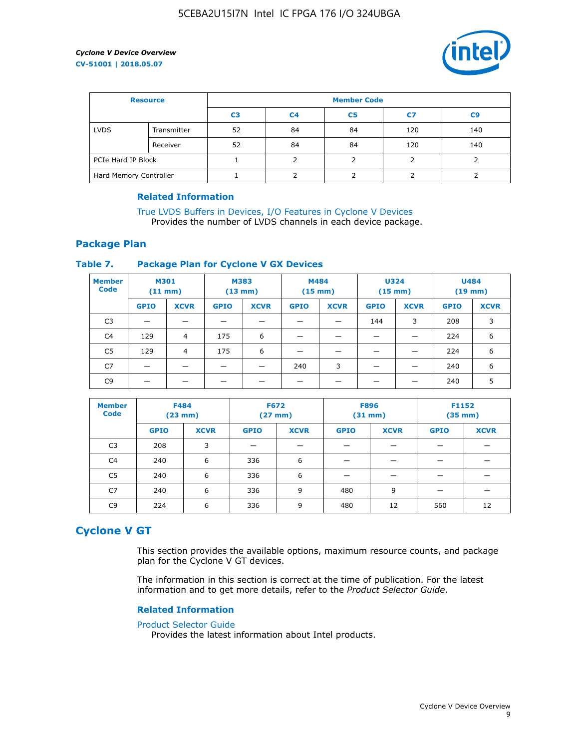| Resource | | Member Code | | | | |
|---|---|---|---|---|---|---|
| | | C3 | C4 | C5 | C7 | C9 |
| LVDS | Transmitter | 52 | 84 | 84 | 120 | 140 |
| | Receiver | 52 | 84 | 84 | 120 | 140 |
| PCIe Hard IP Block | | 1 | 2 | 2 | 2 | 2 |
| Hard Memory Controller | | 1 | 2 | 2 | 2 | 2 |

#### Related Information

True LVDS Buffers in Devices, I/O Features in Cyclone V Devices
Provides the number of LVDS channels in each device package.

## Package Plan

### Table 7. Package Plan for Cyclone V GX Devices

| Member Code | M301 (11 mm) | | M383 (13 mm) | | M484 (15 mm) | | U324 (15 mm) | | U484 (19 mm) | |
|---|---|---|---|---|---|---|---|---|---|---|
| | GPIO | XCVR | GPIO | XCVR | GPIO | XCVR | GPIO | XCVR | GPIO | XCVR |
| C3 | — | — | — | — | — | — | 144 | 3 | 208 | 3 |
| C4 | 129 | 4 | 175 | 6 | — | — | — | — | 224 | 6 |
| C5 | 129 | 4 | 175 | 6 | — | — | — | — | 224 | 6 |
| C7 | — | — | — | — | 240 | 3 | — | — | 240 | 6 |
| C9 | — | — | — | — | — | — | — | — | 240 | 5 |

| Member Code | F484 (23 mm) | | F672 (27 mm) | | F896 (31 mm) | | F1152 (35 mm) | |
|---|---|---|---|---|---|---|---|---|
| | GPIO | XCVR | GPIO | XCVR | GPIO | XCVR | GPIO | XCVR |
| C3 | 208 | 3 | — | — | — | — | — | — |
| C4 | 240 | 6 | 336 | 6 | — | — | — | — |
| C5 | 240 | 6 | 336 | 6 | — | — | — | — |
| C7 | 240 | 6 | 336 | 9 | 480 | 9 | — | — |
| C9 | 224 | 6 | 336 | 9 | 480 | 12 | 560 | 12 |

# Cyclone V GT

This section provides the available options, maximum resource counts, and package plan for the Cyclone V GT devices.

The information in this section is correct at the time of publication. For the latest information and to get more details, refer to the *Product Selector Guide*.

#### Related Information

Product Selector Guide
Provides the latest information about Intel products.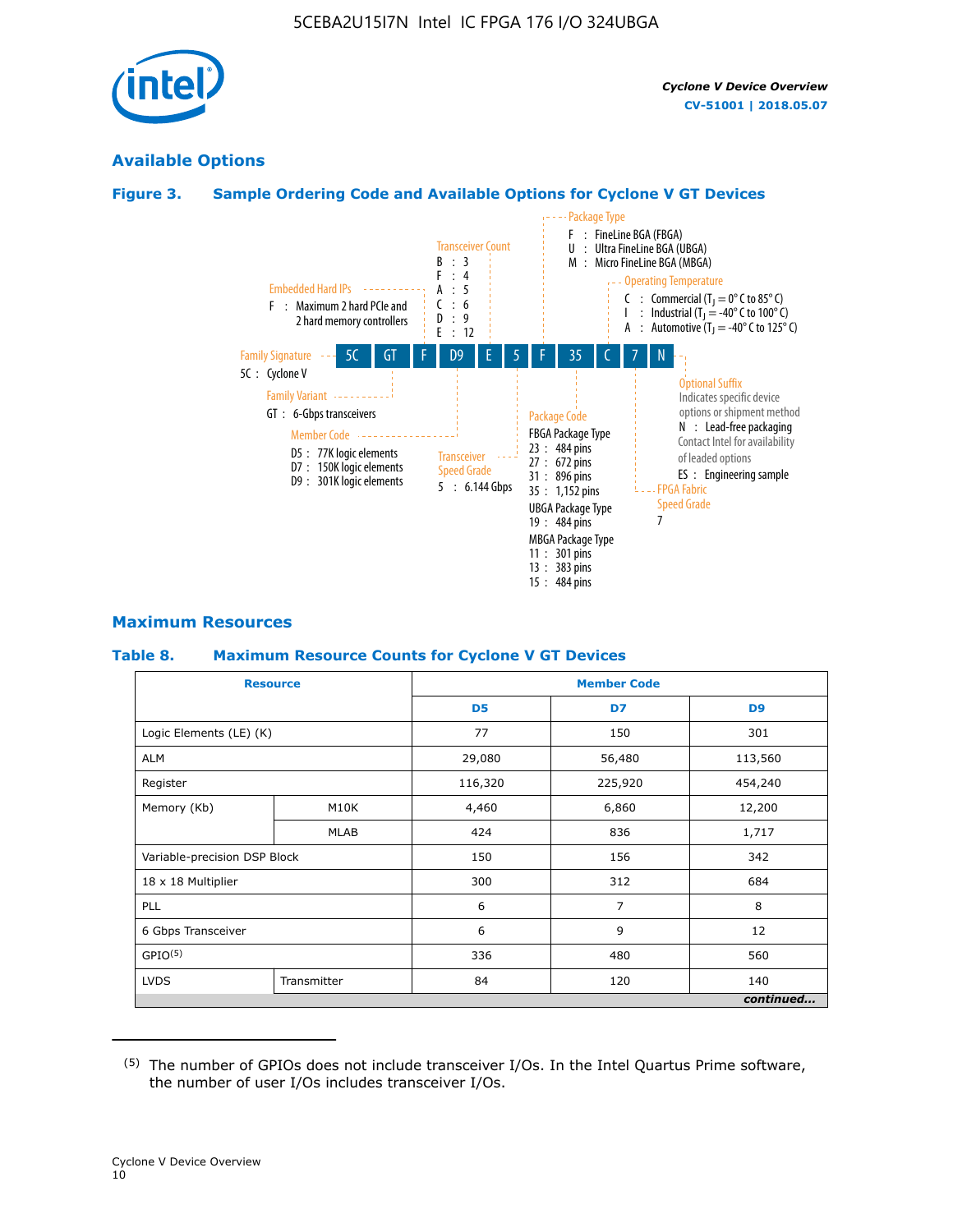## Available Options

### Figure 3. Sample Ordering Code and Available Options for Cyclone V GT Devices

**5C GT F D9 E 5 F 35 C 7 N**

- **Family Signature**
  - 5C : Cyclone V
- **Family Variant**
  - GT : 6-Gbps transceivers
- **Embedded Hard IPs**
  - F : Maximum 2 hard PCIe and 2 hard memory controllers
- **Member Code**
  - D5 : 77K logic elements
  - D7 : 150K logic elements
  - D9 : 301K logic elements
- **Transceiver Count**
  - B : 3
  - F : 4
  - A : 5
  - C : 6
  - D : 9
  - E : 12
- **Transceiver Speed Grade**
  - 5 : 6.144 Gbps
- **Package Type**
  - F : FineLine BGA (FBGA)
  - U : Ultra FineLine BGA (UBGA)
  - M : Micro FineLine BGA (MBGA)
- **Package Code**
  - FBGA Package Type
    - 23 : 484 pins
    - 27 : 672 pins
    - 31 : 896 pins
    - 35 : 1,152 pins
  - UBGA Package Type
    - 19 : 484 pins
  - MBGA Package Type
    - 11 : 301 pins
    - 13 : 383 pins
    - 15 : 484 pins
- **Operating Temperature**
  - C : Commercial ($T_J$ = 0° C to 85° C)
  - I : Industrial ($T_J$ = -40° C to 100° C)
  - A : Automotive ($T_J$ = -40° C to 125° C)
- **FPGA Fabric Speed Grade**
  - 7
- **Optional Suffix**
  - Indicates specific device options or shipment method
  - N : Lead-free packaging
  - Contact Intel for availability of leaded options
  - ES : Engineering sample

## Maximum Resources

### Table 8. Maximum Resource Counts for Cyclone V GT Devices

| Resource | | Member Code | | |
|---|---|---|---|---|
| | | D5 | D7 | D9 |
| Logic Elements (LE) (K) | | 77 | 150 | 301 |
| ALM | | 29,080 | 56,480 | 113,560 |
| Register | | 116,320 | 225,920 | 454,240 |
| Memory (Kb) | M10K | 4,460 | 6,860 | 12,200 |
| | MLAB | 424 | 836 | 1,717 |
| Variable-precision DSP Block | | 150 | 156 | 342 |
| 18 x 18 Multiplier | | 300 | 312 | 684 |
| PLL | | 6 | 7 | 8 |
| 6 Gbps Transceiver | | 6 | 9 | 12 |
| GPIO[5] | | 336 | 480 | 560 |
| LVDS | Transmitter | 84 | 120 | 140 |

*continued...*

(5) The number of GPIOs does not include transceiver I/Os. In the Intel Quartus Prime software, the number of user I/Os includes transceiver I/Os.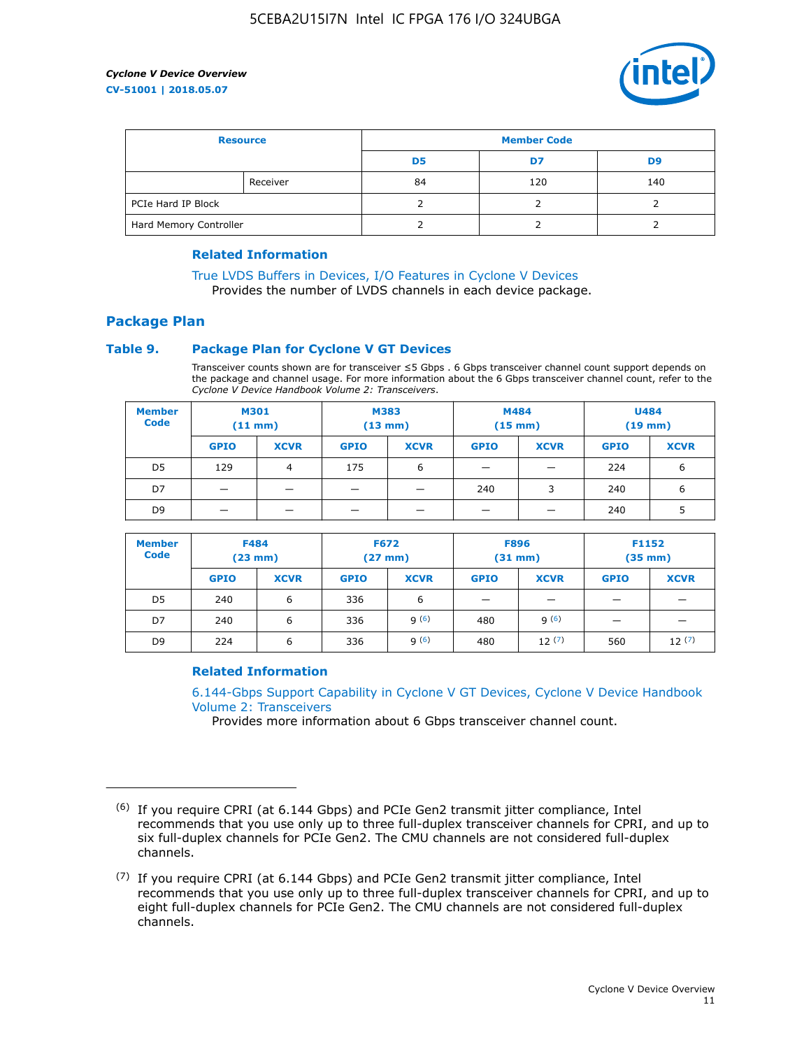| Resource | | Member Code | | |
|---|---|---|---|---|
| | | D5 | D7 | D9 |
| | Receiver | 84 | 120 | 140 |
| PCIe Hard IP Block | | 2 | 2 | 2 |
| Hard Memory Controller | | 2 | 2 | 2 |

### Related Information

True LVDS Buffers in Devices, I/O Features in Cyclone V Devices
Provides the number of LVDS channels in each device package.

## Package Plan

### Table 9. Package Plan for Cyclone V GT Devices

Transceiver counts shown are for transceiver ≤5 Gbps . 6 Gbps transceiver channel count support depends on the package and channel usage. For more information about the 6 Gbps transceiver channel count, refer to the *Cyclone V Device Handbook Volume 2: Transceivers*.

| Member Code | M301 (11 mm) | | M383 (13 mm) | | M484 (15 mm) | | U484 (19 mm) | |
|---|---|---|---|---|---|---|---|---|
| | GPIO | XCVR | GPIO | XCVR | GPIO | XCVR | GPIO | XCVR |
| D5 | 129 | 4 | 175 | 6 | — | — | 224 | 6 |
| D7 | — | — | — | — | 240 | 3 | 240 | 6 |
| D9 | — | — | — | — | — | — | 240 | 5 |

| Member Code | F484 (23 mm) | | F672 (27 mm) | | F896 (31 mm) | | F1152 (35 mm) | |
|---|---|---|---|---|---|---|---|---|
| | GPIO | XCVR | GPIO | XCVR | GPIO | XCVR | GPIO | XCVR |
| D5 | 240 | 6 | 336 | 6 | — | — | — | — |
| D7 | 240 | 6 | 336 | 9 [(6)] | 480 | 9 [(6)] | — | — |
| D9 | 224 | 6 | 336 | 9 [(6)] | 480 | 12 [(7)] | 560 | 12 [(7)] |

### Related Information

6.144-Gbps Support Capability in Cyclone V GT Devices, Cyclone V Device Handbook Volume 2: Transceivers
Provides more information about 6 Gbps transceiver channel count.

---

(6) If you require CPRI (at 6.144 Gbps) and PCIe Gen2 transmit jitter compliance, Intel recommends that you use only up to three full-duplex transceiver channels for CPRI, and up to six full-duplex channels for PCIe Gen2. The CMU channels are not considered full-duplex channels.

(7) If you require CPRI (at 6.144 Gbps) and PCIe Gen2 transmit jitter compliance, Intel recommends that you use only up to three full-duplex transceiver channels for CPRI, and up to eight full-duplex channels for PCIe Gen2. The CMU channels are not considered full-duplex channels.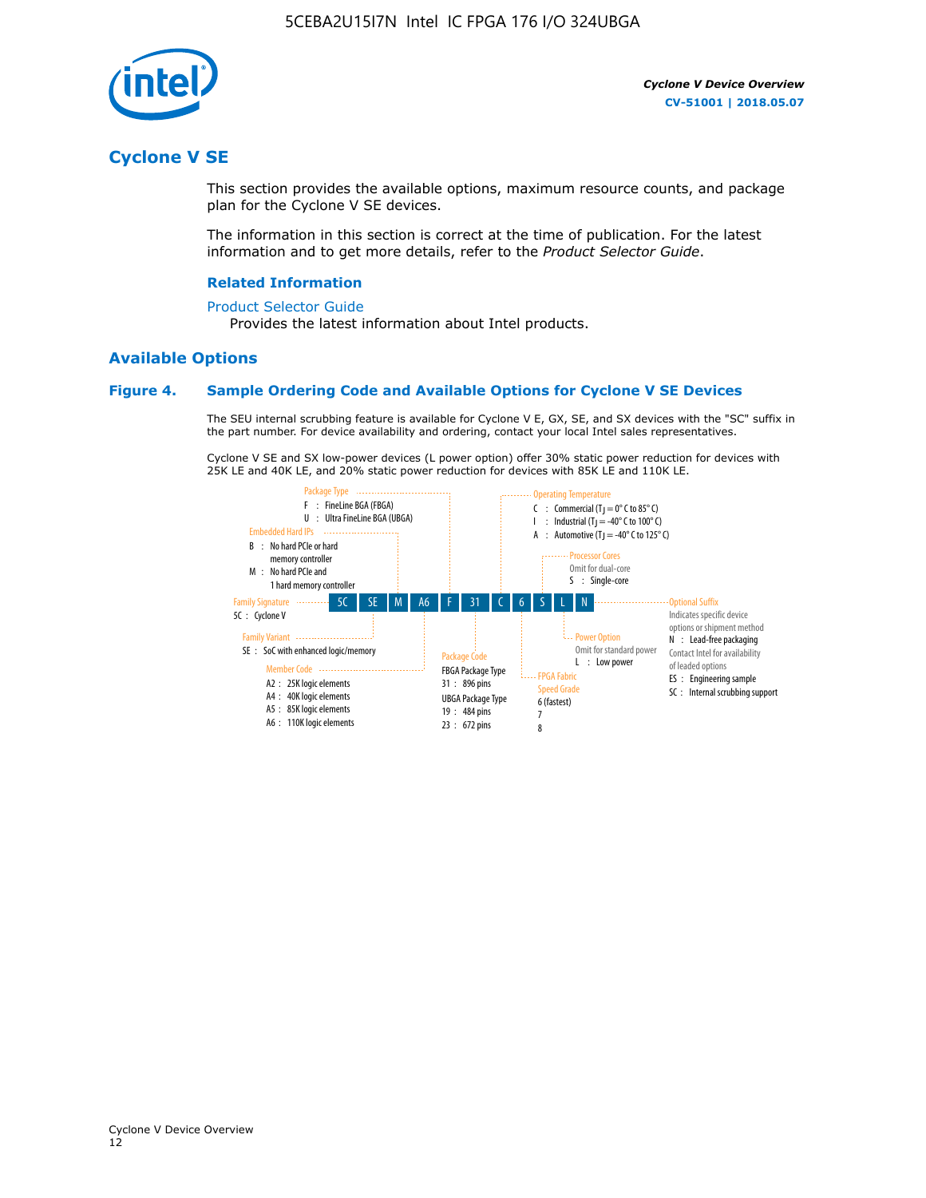## Cyclone V SE

This section provides the available options, maximum resource counts, and package plan for the Cyclone V SE devices.

The information in this section is correct at the time of publication. For the latest information and to get more details, refer to the *Product Selector Guide*.

### Related Information

Product Selector Guide
Provides the latest information about Intel products.

## Available Options

### Figure 4. Sample Ordering Code and Available Options for Cyclone V SE Devices

The SEU internal scrubbing feature is available for Cyclone V E, GX, SE, and SX devices with the "SC" suffix in the part number. For device availability and ordering, contact your local Intel sales representatives.

Cyclone V SE and SX low-power devices (L power option) offer 30% static power reduction for devices with 25K LE and 40K LE, and 20% static power reduction for devices with 85K LE and 110K LE.

| 5C | SE | M | A6 | F | 31 | C | 6 | S | L | N |
|---|---|---|---|---|---|---|---|---|---|---|

**Family Signature**
5C : Cyclone V

**Family Variant**
SE : SoC with enhanced logic/memory

**Embedded Hard IPs**
B : No hard PCIe or hard memory controller
M : No hard PCIe and 1 hard memory controller

**Member Code**
A2 : 25K logic elements
A4 : 40K logic elements
A5 : 85K logic elements
A6 : 110K logic elements

**Package Type**
F : FineLine BGA (FBGA)
U : Ultra FineLine BGA (UBGA)

**Package Code**
FBGA Package Type
31 : 896 pins
UBGA Package Type
19 : 484 pins
23 : 672 pins

**Operating Temperature**
C : Commercial ($T_J$ = 0° C to 85° C)
I : Industrial ($T_J$ = -40° C to 100° C)
A : Automotive ($T_J$ = -40° C to 125° C)

**FPGA Fabric Speed Grade**
6 (fastest)
7
8

**Processor Cores**
Omit for dual-core
S : Single-core

**Power Option**
Omit for standard power
L : Low power

**Optional Suffix**
Indicates specific device options or shipment method
N : Lead-free packaging
Contact Intel for availability of leaded options
ES : Engineering sample
SC : Internal scrubbing support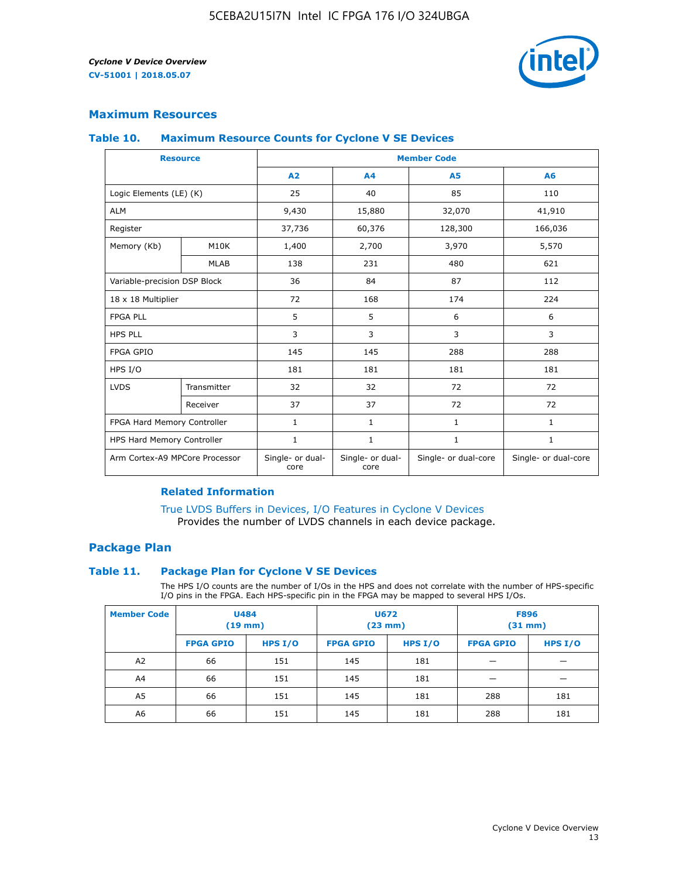## Maximum Resources

### Table 10. Maximum Resource Counts for Cyclone V SE Devices

| Resource | | Member Code | | | |
|---|---|---|---|---|---|
| | | A2 | A4 | A5 | A6 |
| Logic Elements (LE) (K) | | 25 | 40 | 85 | 110 |
| ALM | | 9,430 | 15,880 | 32,070 | 41,910 |
| Register | | 37,736 | 60,376 | 128,300 | 166,036 |
| Memory (Kb) | M10K | 1,400 | 2,700 | 3,970 | 5,570 |
| | MLAB | 138 | 231 | 480 | 621 |
| Variable-precision DSP Block | | 36 | 84 | 87 | 112 |
| 18 x 18 Multiplier | | 72 | 168 | 174 | 224 |
| FPGA PLL | | 5 | 5 | 6 | 6 |
| HPS PLL | | 3 | 3 | 3 | 3 |
| FPGA GPIO | | 145 | 145 | 288 | 288 |
| HPS I/O | | 181 | 181 | 181 | 181 |
| LVDS | Transmitter | 32 | 32 | 72 | 72 |
| | Receiver | 37 | 37 | 72 | 72 |
| FPGA Hard Memory Controller | | 1 | 1 | 1 | 1 |
| HPS Hard Memory Controller | | 1 | 1 | 1 | 1 |
| Arm Cortex-A9 MPCore Processor | | Single- or dual-core | Single- or dual-core | Single- or dual-core | Single- or dual-core |

#### Related Information

True LVDS Buffers in Devices, I/O Features in Cyclone V Devices
Provides the number of LVDS channels in each device package.

## Package Plan

### Table 11. Package Plan for Cyclone V SE Devices

The HPS I/O counts are the number of I/Os in the HPS and does not correlate with the number of HPS-specific I/O pins in the FPGA. Each HPS-specific pin in the FPGA may be mapped to several HPS I/Os.

| Member Code | U484 (19 mm) | | U672 (23 mm) | | F896 (31 mm) | |
|---|---|---|---|---|---|---|
| | FPGA GPIO | HPS I/O | FPGA GPIO | HPS I/O | FPGA GPIO | HPS I/O |
| A2 | 66 | 151 | 145 | 181 | — | — |
| A4 | 66 | 151 | 145 | 181 | — | — |
| A5 | 66 | 151 | 145 | 181 | 288 | 181 |
| A6 | 66 | 151 | 145 | 181 | 288 | 181 |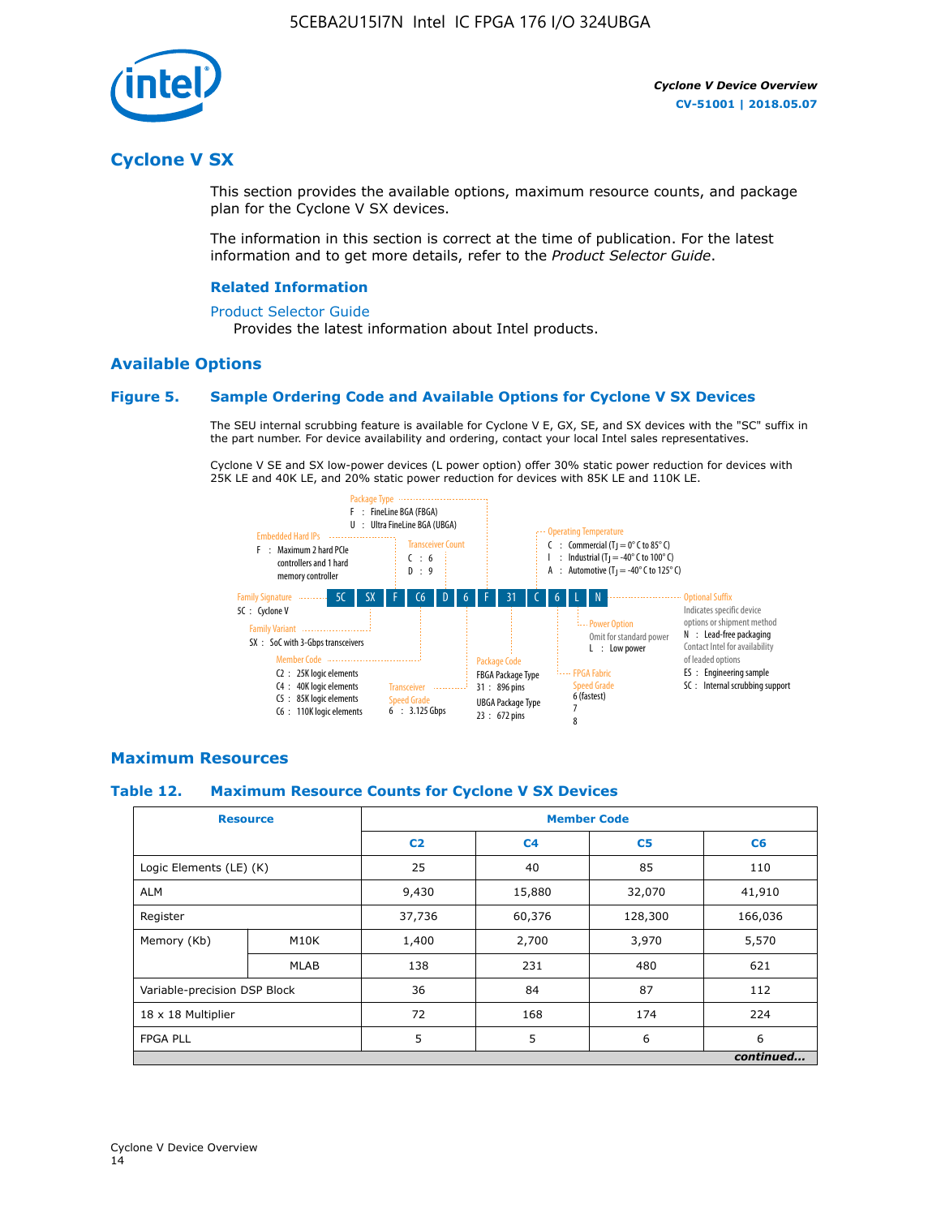## Cyclone V SX

This section provides the available options, maximum resource counts, and package plan for the Cyclone V SX devices.

The information in this section is correct at the time of publication. For the latest information and to get more details, refer to the *Product Selector Guide*.

### Related Information

Product Selector Guide

Provides the latest information about Intel products.

### Available Options

#### Figure 5. Sample Ordering Code and Available Options for Cyclone V SX Devices

The SEU internal scrubbing feature is available for Cyclone V E, GX, SE, and SX devices with the "SC" suffix in the part number. For device availability and ordering, contact your local Intel sales representatives.

Cyclone V SE and SX low-power devices (L power option) offer 30% static power reduction for devices with 25K LE and 40K LE, and 20% static power reduction for devices with 85K LE and 110K LE.

5C SX F C6 D 6 F 31 C 6 L N

- **Family Signature**
  - 5C : Cyclone V
- **Family Variant**
  - SX : SoC with 3-Gbps transceivers
- **Embedded Hard IPs**
  - F : Maximum 2 hard PCIe controllers and 1 hard memory controller
- **Member Code**
  - C2 : 25K logic elements
  - C4 : 40K logic elements
  - C5 : 85K logic elements
  - C6 : 110K logic elements
- **Transceiver Count**
  - C : 6
  - D : 9
- **Transceiver Speed Grade**
  - 6 : 3.125 Gbps
- **Package Type**
  - F : FineLine BGA (FBGA)
  - U : Ultra FineLine BGA (UBGA)
- **Package Code**
  - FBGA Package Type
    - 31 : 896 pins
  - UBGA Package Type
    - 23 : 672 pins
- **Operating Temperature**
  - C : Commercial ($T_J$ = 0° C to 85° C)
  - I : Industrial ($T_J$ = -40° C to 100° C)
  - A : Automotive ($T_J$ = -40° C to 125° C)
- **FPGA Fabric Speed Grade**
  - 6 (fastest)
  - 7
  - 8
- **Power Option**
  - Omit for standard power
  - L : Low power
- **Optional Suffix**
  - Indicates specific device options or shipment method
  - N : Lead-free packaging. Contact Intel for availability of leaded options
  - ES : Engineering sample
  - SC : Internal scrubbing support

### Maximum Resources

#### Table 12. Maximum Resource Counts for Cyclone V SX Devices

| Resource | | Member Code | | | |
|---|---|---|---|---|---|
| | | C2 | C4 | C5 | C6 |
| Logic Elements (LE) (K) | | 25 | 40 | 85 | 110 |
| ALM | | 9,430 | 15,880 | 32,070 | 41,910 |
| Register | | 37,736 | 60,376 | 128,300 | 166,036 |
| Memory (Kb) | M10K | 1,400 | 2,700 | 3,970 | 5,570 |
| | MLAB | 138 | 231 | 480 | 621 |
| Variable-precision DSP Block | | 36 | 84 | 87 | 112 |
| 18 x 18 Multiplier | | 72 | 168 | 174 | 224 |
| FPGA PLL | | 5 | 5 | 6 | 6 |

*continued...*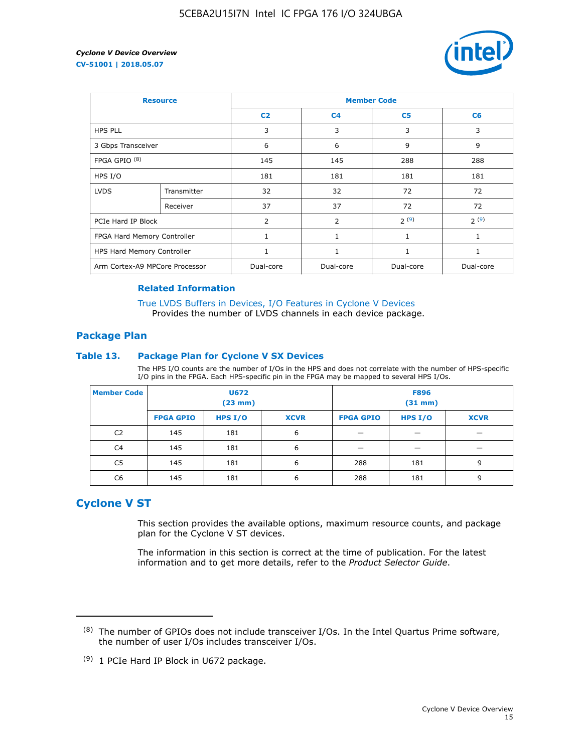| Resource | | Member Code | | | |
|---|---|---|---|---|---|
| | | C2 | C4 | C5 | C6 |
| HPS PLL | | 3 | 3 | 3 | 3 |
| 3 Gbps Transceiver | | 6 | 6 | 9 | 9 |
| FPGA GPIO [(8)] | | 145 | 145 | 288 | 288 |
| HPS I/O | | 181 | 181 | 181 | 181 |
| LVDS | Transmitter | 32 | 32 | 72 | 72 |
| | Receiver | 37 | 37 | 72 | 72 |
| PCIe Hard IP Block | | 2 | 2 | 2 [(9)] | 2 [(9)] |
| FPGA Hard Memory Controller | | 1 | 1 | 1 | 1 |
| HPS Hard Memory Controller | | 1 | 1 | 1 | 1 |
| Arm Cortex-A9 MPCore Processor | | Dual-core | Dual-core | Dual-core | Dual-core |

#### Related Information

True LVDS Buffers in Devices, I/O Features in Cyclone V Devices
Provides the number of LVDS channels in each device package.

### Package Plan

**Table 13. Package Plan for Cyclone V SX Devices**

The HPS I/O counts are the number of I/Os in the HPS and does not correlate with the number of HPS-specific I/O pins in the FPGA. Each HPS-specific pin in the FPGA may be mapped to several HPS I/Os.

| Member Code | U672 (23 mm) | | | F896 (31 mm) | | |
|---|---|---|---|---|---|---|
| | FPGA GPIO | HPS I/O | XCVR | FPGA GPIO | HPS I/O | XCVR |
| C2 | 145 | 181 | 6 | — | — | — |
| C4 | 145 | 181 | 6 | — | — | — |
| C5 | 145 | 181 | 6 | 288 | 181 | 9 |
| C6 | 145 | 181 | 6 | 288 | 181 | 9 |

## Cyclone V ST

This section provides the available options, maximum resource counts, and package plan for the Cyclone V ST devices.

The information in this section is correct at the time of publication. For the latest information and to get more details, refer to the *Product Selector Guide*.

---

(8) The number of GPIOs does not include transceiver I/Os. In the Intel Quartus Prime software, the number of user I/Os includes transceiver I/Os.

(9) 1 PCIe Hard IP Block in U672 package.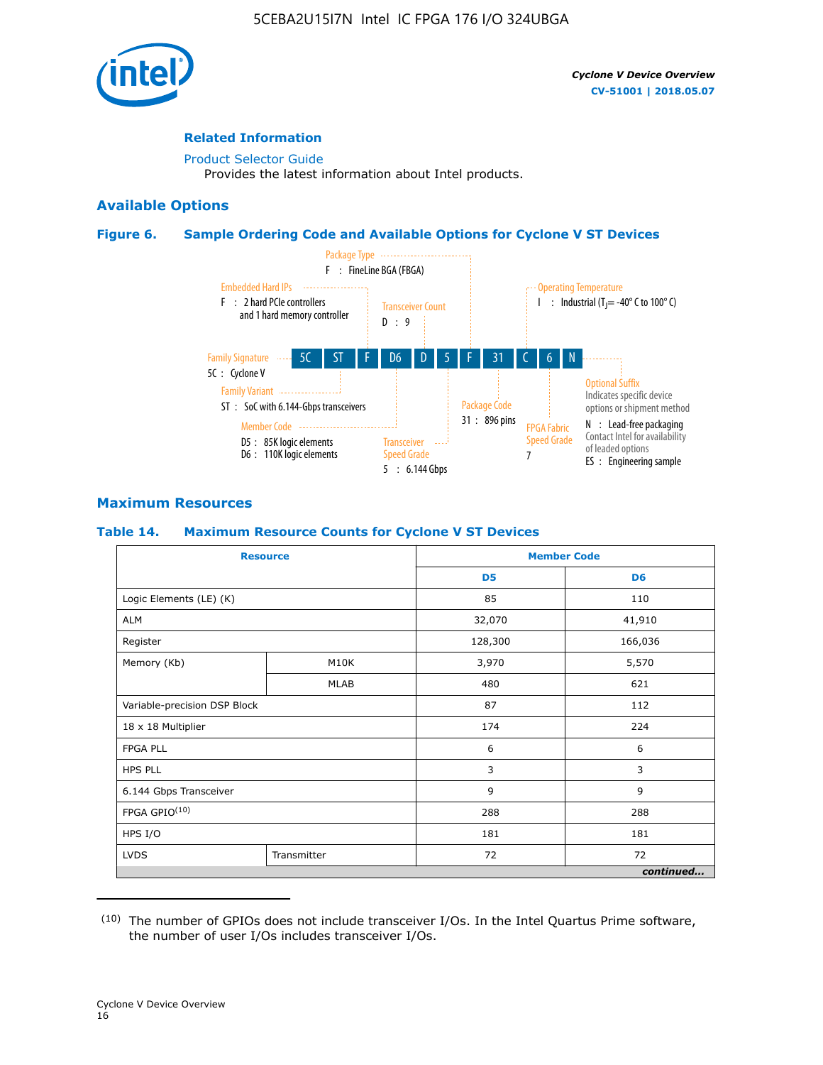## Related Information

Product Selector Guide

Provides the latest information about Intel products.

## Available Options

### Figure 6. Sample Ordering Code and Available Options for Cyclone V ST Devices

5C | ST | F | D6 | D | 5 | F | 31 | C | 6 | N

- Family Signature — 5C : Cyclone V
- Family Variant — ST : SoC with 6.144-Gbps transceivers
- Embedded Hard IPs — F : 2 hard PCIe controllers and 1 hard memory controller
- Member Code — D5 : 85K logic elements; D6 : 110K logic elements
- Transceiver Count — D : 9
- Transceiver Speed Grade — 5 : 6.144 Gbps
- Package Type — F : FineLine BGA (FBGA)
- Package Code — 31 : 896 pins
- Operating Temperature — I : Industrial ($T_J$ = -40° C to 100° C)
- FPGA Fabric Speed Grade — 7
- Optional Suffix — Indicates specific device options or shipment method
  - N : Lead-free packaging. Contact Intel for availability of leaded options
  - ES : Engineering sample

## Maximum Resources

### Table 14. Maximum Resource Counts for Cyclone V ST Devices

| Resource | | Member Code | |
|---|---|---|---|
| | | D5 | D6 |
| Logic Elements (LE) (K) | | 85 | 110 |
| ALM | | 32,070 | 41,910 |
| Register | | 128,300 | 166,036 |
| Memory (Kb) | M10K | 3,970 | 5,570 |
| | MLAB | 480 | 621 |
| Variable-precision DSP Block | | 87 | 112 |
| 18 x 18 Multiplier | | 174 | 224 |
| FPGA PLL | | 6 | 6 |
| HPS PLL | | 3 | 3 |
| 6.144 Gbps Transceiver | | 9 | 9 |
| FPGA GPIO[10] | | 288 | 288 |
| HPS I/O | | 181 | 181 |
| LVDS | Transmitter | 72 | 72 |

*continued...*

(10) The number of GPIOs does not include transceiver I/Os. In the Intel Quartus Prime software, the number of user I/Os includes transceiver I/Os.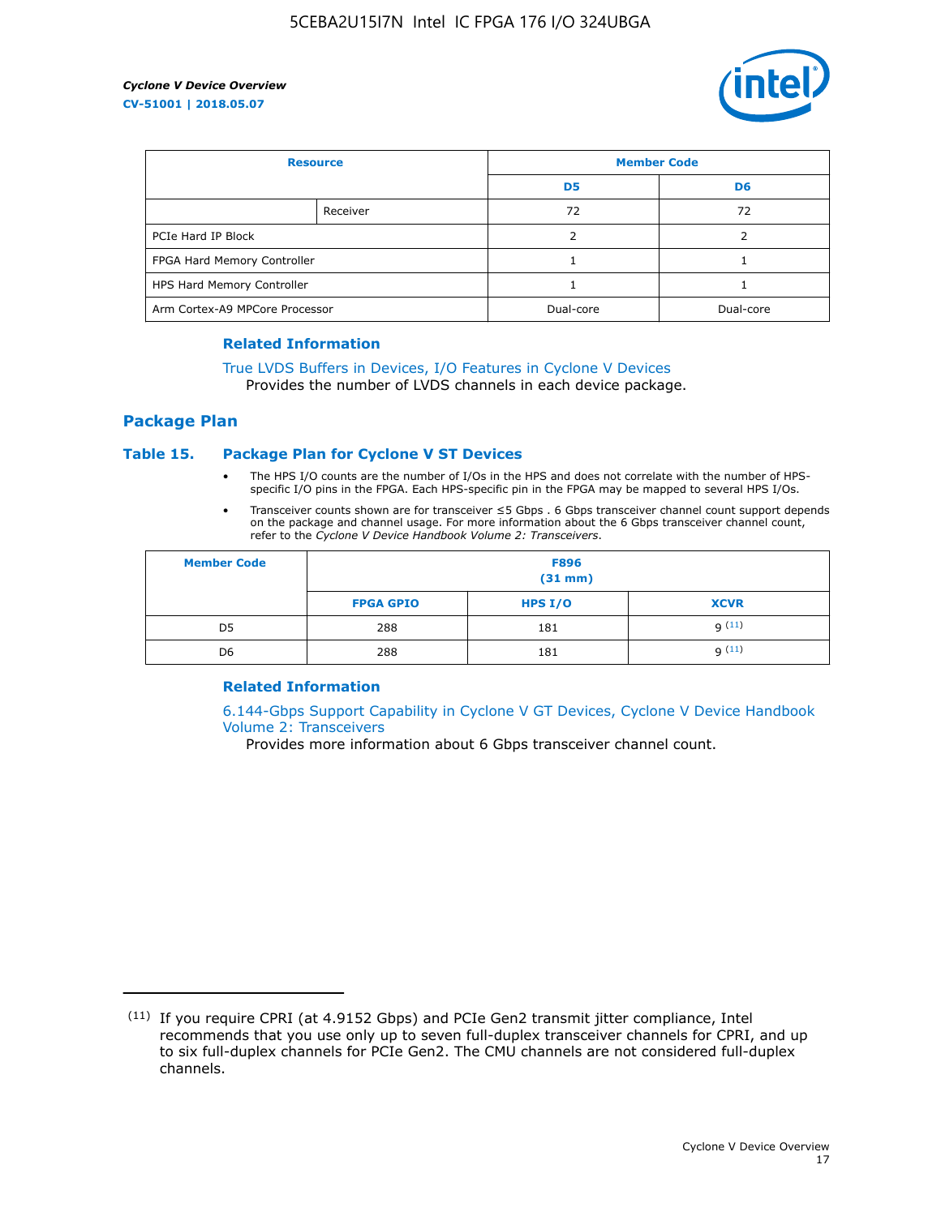| Resource | | Member Code | |
|---|---|---|---|
| | | D5 | D6 |
| | Receiver | 72 | 72 |
| PCIe Hard IP Block | | 2 | 2 |
| FPGA Hard Memory Controller | | 1 | 1 |
| HPS Hard Memory Controller | | 1 | 1 |
| Arm Cortex-A9 MPCore Processor | | Dual-core | Dual-core |

### Related Information

True LVDS Buffers in Devices, I/O Features in Cyclone V Devices
Provides the number of LVDS channels in each device package.

## Package Plan

### Table 15. Package Plan for Cyclone V ST Devices

- The HPS I/O counts are the number of I/Os in the HPS and does not correlate with the number of HPS-specific I/O pins in the FPGA. Each HPS-specific pin in the FPGA may be mapped to several HPS I/Os.
- Transceiver counts shown are for transceiver ≤5 Gbps . 6 Gbps transceiver channel count support depends on the package and channel usage. For more information about the 6 Gbps transceiver channel count, refer to the *Cyclone V Device Handbook Volume 2: Transceivers*.

| Member Code | F896 (31 mm) | | |
|---|---|---|---|
| | FPGA GPIO | HPS I/O | XCVR |
| D5 | 288 | 181 | 9 [11] |
| D6 | 288 | 181 | 9 [11] |

### Related Information

6.144-Gbps Support Capability in Cyclone V GT Devices, Cyclone V Device Handbook Volume 2: Transceivers
Provides more information about 6 Gbps transceiver channel count.

---

(11) If you require CPRI (at 4.9152 Gbps) and PCIe Gen2 transmit jitter compliance, Intel recommends that you use only up to seven full-duplex transceiver channels for CPRI, and up to six full-duplex channels for PCIe Gen2. The CMU channels are not considered full-duplex channels.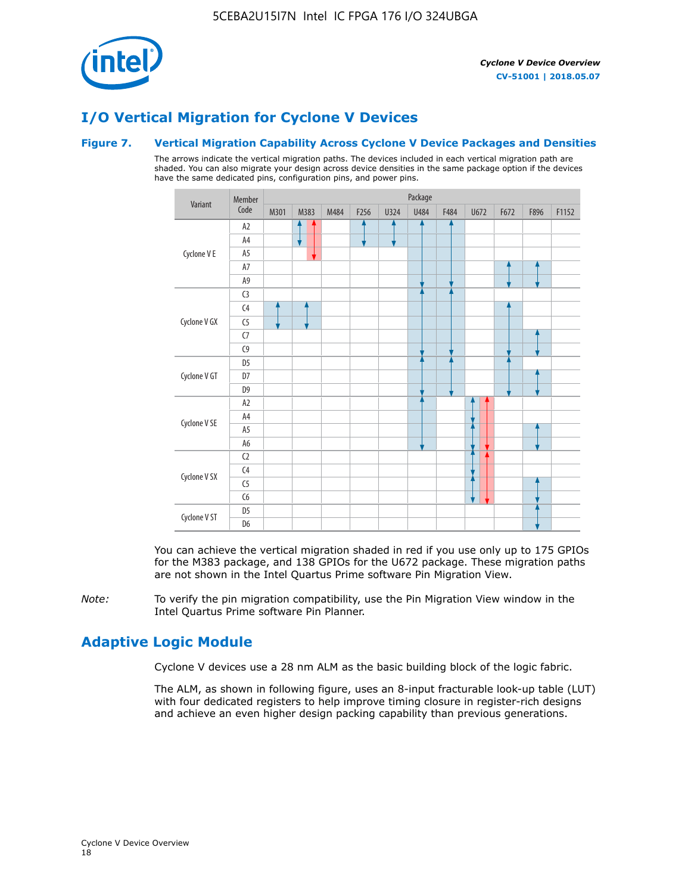## I/O Vertical Migration for Cyclone V Devices

### Figure 7. Vertical Migration Capability Across Cyclone V Device Packages and Densities

The arrows indicate the vertical migration paths. The devices included in each vertical migration path are shaded. You can also migrate your design across device densities in the same package option if the devices have the same dedicated pins, configuration pins, and power pins.

| Variant | Member Code | M301 | M383 | M484 | F256 | U324 | U484 | F484 | U672 | F672 | F896 | F1152 |
|---|---|---|---|---|---|---|---|---|---|---|---|---|
| Cyclone V E | A2 | | | | | | | | | | | |
| | A4 | | | | | | | | | | | |
| | A5 | | | | | | | | | | | |
| | A7 | | | | | | | | | | | |
| | A9 | | | | | | | | | | | |
| Cyclone V GX | C3 | | | | | | | | | | | |
| | C4 | | | | | | | | | | | |
| | C5 | | | | | | | | | | | |
| | C7 | | | | | | | | | | | |
| | C9 | | | | | | | | | | | |
| Cyclone V GT | D5 | | | | | | | | | | | |
| | D7 | | | | | | | | | | | |
| | D9 | | | | | | | | | | | |
| Cyclone V SE | A2 | | | | | | | | | | | |
| | A4 | | | | | | | | | | | |
| | A5 | | | | | | | | | | | |
| | A6 | | | | | | | | | | | |
| Cyclone V SX | C2 | | | | | | | | | | | |
| | C4 | | | | | | | | | | | |
| | C5 | | | | | | | | | | | |
| | C6 | | | | | | | | | | | |
| Cyclone V ST | D5 | | | | | | | | | | | |
| | D6 | | | | | | | | | | | |

You can achieve the vertical migration shaded in red if you use only up to 175 GPIOs for the M383 package, and 138 GPIOs for the U672 package. These migration paths are not shown in the Intel Quartus Prime software Pin Migration View.

*Note:* To verify the pin migration compatibility, use the Pin Migration View window in the Intel Quartus Prime software Pin Planner.

## Adaptive Logic Module

Cyclone V devices use a 28 nm ALM as the basic building block of the logic fabric.

The ALM, as shown in following figure, uses an 8-input fracturable look-up table (LUT) with four dedicated registers to help improve timing closure in register-rich designs and achieve an even higher design packing capability than previous generations.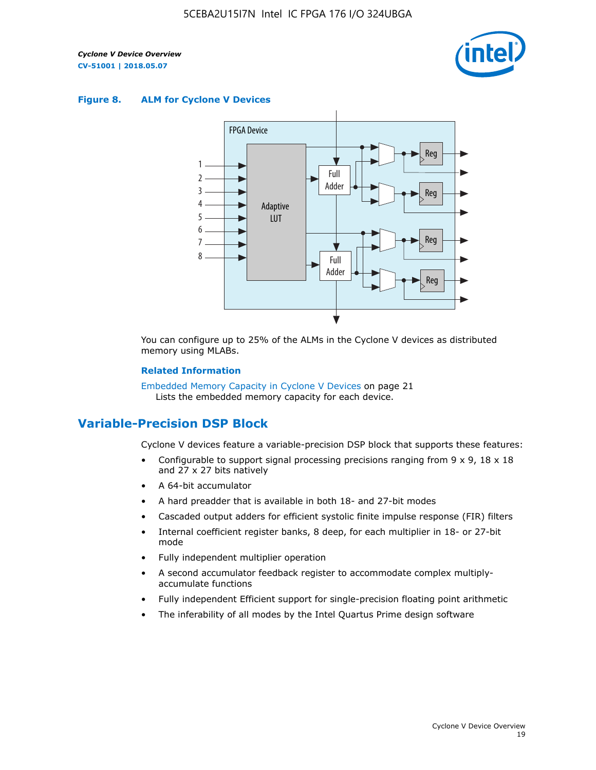**Figure 8. ALM for Cycline V Devices**

You can configure up to 25% of the ALMs in the Cyclone V devices as distributed memory using MLABs.

**Related Information**

Embedded Memory Capacity in Cyclone V Devices on page 21
Lists the embedded memory capacity for each device.

## Variable-Precision DSP Block

Cyclone V devices feature a variable-precision DSP block that supports these features:

- Configurable to support signal processing precisions ranging from 9 x 9, 18 x 18 and 27 x 27 bits natively
- A 64-bit accumulator
- A hard preadder that is available in both 18- and 27-bit modes
- Cascaded output adders for efficient systolic finite impulse response (FIR) filters
- Internal coefficient register banks, 8 deep, for each multiplier in 18- or 27-bit mode
- Fully independent multiplier operation
- A second accumulator feedback register to accommodate complex multiply-accumulate functions
- Fully independent Efficient support for single-precision floating point arithmetic
- The inferability of all modes by the Intel Quartus Prime design software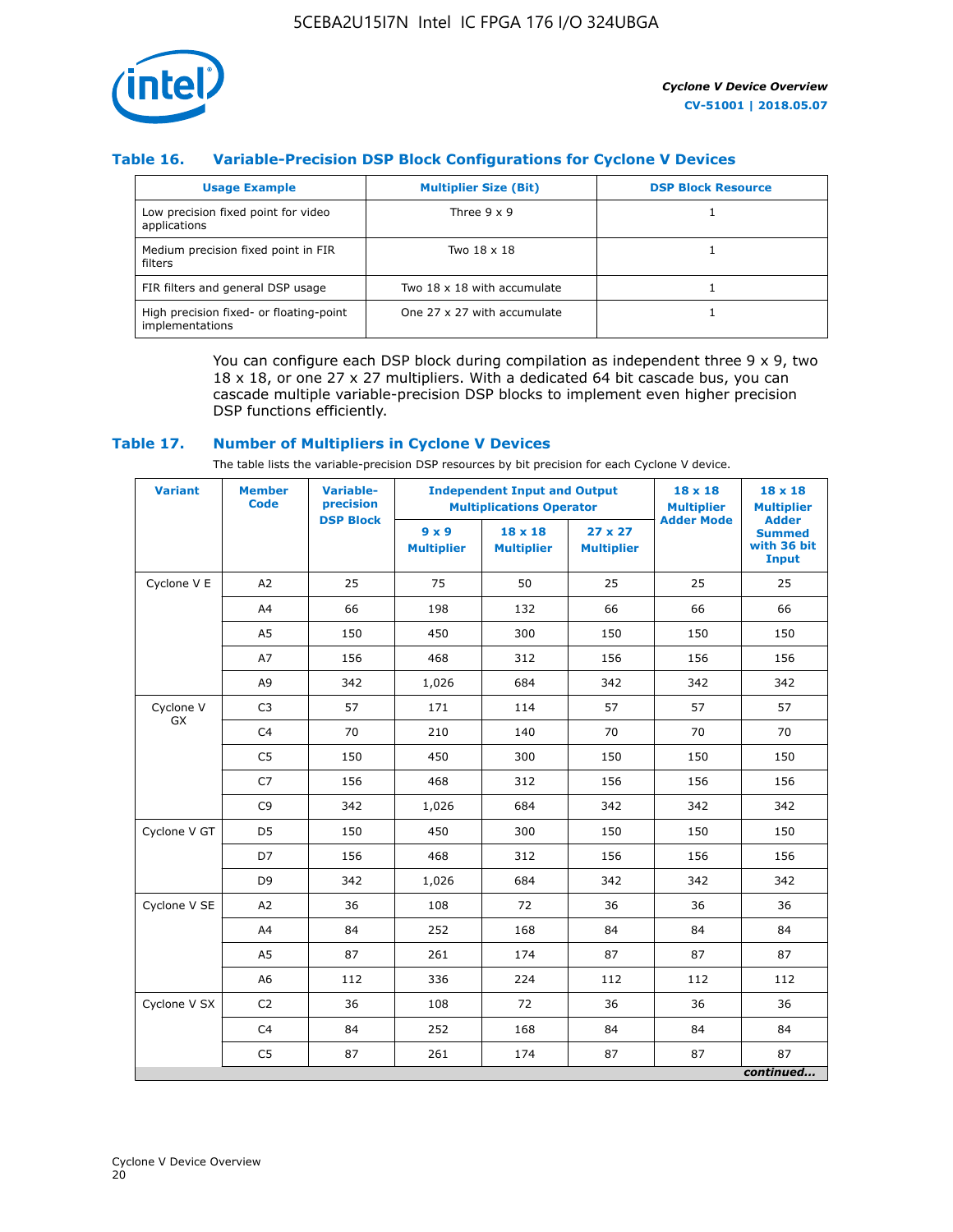### Table 16. Variable-Precision DSP Block Configurations for Cyclone V Devices

| Usage Example | Multiplier Size (Bit) | DSP Block Resource |
|---|---|---|
| Low precision fixed point for video applications | Three 9 x 9 | 1 |
| Medium precision fixed point in FIR filters | Two 18 x 18 | 1 |
| FIR filters and general DSP usage | Two 18 x 18 with accumulate | 1 |
| High precision fixed- or floating-point implementations | One 27 x 27 with accumulate | 1 |

You can configure each DSP block during compilation as independent three 9 x 9, two 18 x 18, or one 27 x 27 multipliers. With a dedicated 64 bit cascade bus, you can cascade multiple variable-precision DSP blocks to implement even higher precision DSP functions efficiently.

### Table 17. Number of Multipliers in Cyclone V Devices

The table lists the variable-precision DSP resources by bit precision for each Cyclone V device.

| Variant | Member Code | Variable-precision DSP Block | Independent Input and Output Multiplications Operator | | | 18 x 18 Multiplier Adder Mode | 18 x 18 Multiplier Adder Summed with 36 bit Input |
|---|---|---|---|---|---|---|---|
| | | | 9 x 9 Multiplier | 18 x 18 Multiplier | 27 x 27 Multiplier | | |
| Cyclone V E | A2 | 25 | 75 | 50 | 25 | 25 | 25 |
| | A4 | 66 | 198 | 132 | 66 | 66 | 66 |
| | A5 | 150 | 450 | 300 | 150 | 150 | 150 |
| | A7 | 156 | 468 | 312 | 156 | 156 | 156 |
| | A9 | 342 | 1,026 | 684 | 342 | 342 | 342 |
| Cyclone V GX | C3 | 57 | 171 | 114 | 57 | 57 | 57 |
| | C4 | 70 | 210 | 140 | 70 | 70 | 70 |
| | C5 | 150 | 450 | 300 | 150 | 150 | 150 |
| | C7 | 156 | 468 | 312 | 156 | 156 | 156 |
| | C9 | 342 | 1,026 | 684 | 342 | 342 | 342 |
| Cyclone V GT | D5 | 150 | 450 | 300 | 150 | 150 | 150 |
| | D7 | 156 | 468 | 312 | 156 | 156 | 156 |
| | D9 | 342 | 1,026 | 684 | 342 | 342 | 342 |
| Cyclone V SE | A2 | 36 | 108 | 72 | 36 | 36 | 36 |
| | A4 | 84 | 252 | 168 | 84 | 84 | 84 |
| | A5 | 87 | 261 | 174 | 87 | 87 | 87 |
| | A6 | 112 | 336 | 224 | 112 | 112 | 112 |
| Cyclone V SX | C2 | 36 | 108 | 72 | 36 | 36 | 36 |
| | C4 | 84 | 252 | 168 | 84 | 84 | 84 |
| | C5 | 87 | 261 | 174 | 87 | 87 | 87 |

*continued...*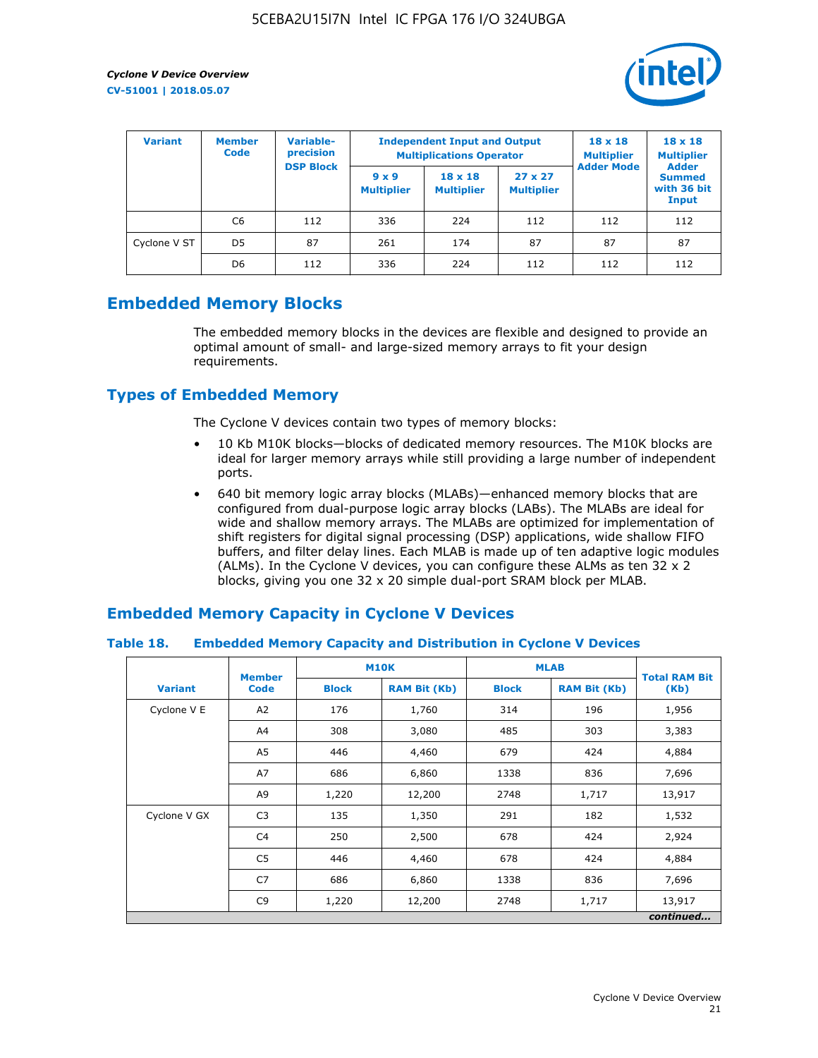| Variant | Member Code | Variable-precision DSP Block | Independent Input and Output Multiplications Operator | | | 18 x 18 Multiplier Adder Mode | 18 x 18 Multiplier Adder Summed with 36 bit Input |
|---|---|---|---|---|---|---|---|
| | | | 9 x 9 Multiplier | 18 x 18 Multiplier | 27 x 27 Multiplier | | |
| | C6 | 112 | 336 | 224 | 112 | 112 | 112 |
| Cyclone V ST | D5 | 87 | 261 | 174 | 87 | 87 | 87 |
| | D6 | 112 | 336 | 224 | 112 | 112 | 112 |

## Embedded Memory Blocks

The embedded memory blocks in the devices are flexible and designed to provide an optimal amount of small- and large-sized memory arrays to fit your design requirements.

## Types of Embedded Memory

The Cyclone V devices contain two types of memory blocks:

- 10 Kb M10K blocks—blocks of dedicated memory resources. The M10K blocks are ideal for larger memory arrays while still providing a large number of independent ports.
- 640 bit memory logic array blocks (MLABs)—enhanced memory blocks that are configured from dual-purpose logic array blocks (LABs). The MLABs are ideal for wide and shallow memory arrays. The MLABs are optimized for implementation of shift registers for digital signal processing (DSP) applications, wide shallow FIFO buffers, and filter delay lines. Each MLAB is made up of ten adaptive logic modules (ALMs). In the Cyclone V devices, you can configure these ALMs as ten 32 x 2 blocks, giving you one 32 x 20 simple dual-port SRAM block per MLAB.

## Embedded Memory Capacity in Cyclone V Devices

**Table 18. Embedded Memory Capacity and Distribution in Cyclone V Devices**

| Variant | Member Code | M10K | | MLAB | | Total RAM Bit (Kb) |
|---|---|---|---|---|---|---|
| | | Block | RAM Bit (Kb) | Block | RAM Bit (Kb) | |
| Cyclone V E | A2 | 176 | 1,760 | 314 | 196 | 1,956 |
| | A4 | 308 | 3,080 | 485 | 303 | 3,383 |
| | A5 | 446 | 4,460 | 679 | 424 | 4,884 |
| | A7 | 686 | 6,860 | 1338 | 836 | 7,696 |
| | A9 | 1,220 | 12,200 | 2748 | 1,717 | 13,917 |
| Cyclone V GX | C3 | 135 | 1,350 | 291 | 182 | 1,532 |
| | C4 | 250 | 2,500 | 678 | 424 | 2,924 |
| | C5 | 446 | 4,460 | 678 | 424 | 4,884 |
| | C7 | 686 | 6,860 | 1338 | 836 | 7,696 |
| | C9 | 1,220 | 12,200 | 2748 | 1,717 | 13,917 |

*continued...*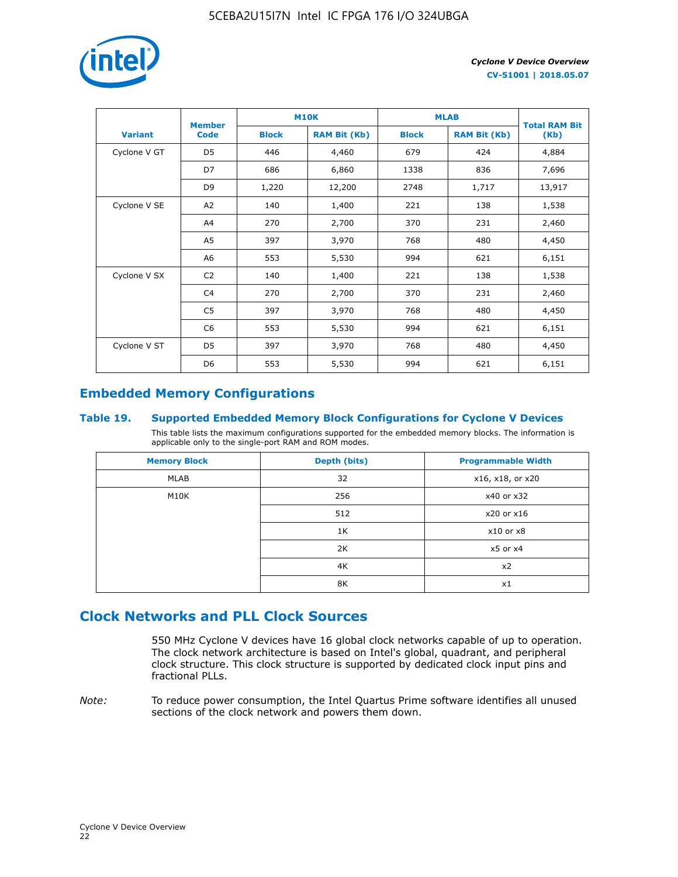| Variant | Member Code | M10K | | MLAB | | Total RAM Bit (Kb) |
|---|---|---|---|---|---|---|
| | | Block | RAM Bit (Kb) | Block | RAM Bit (Kb) | |
| Cyclone V GT | D5 | 446 | 4,460 | 679 | 424 | 4,884 |
| | D7 | 686 | 6,860 | 1338 | 836 | 7,696 |
| | D9 | 1,220 | 12,200 | 2748 | 1,717 | 13,917 |
| Cyclone V SE | A2 | 140 | 1,400 | 221 | 138 | 1,538 |
| | A4 | 270 | 2,700 | 370 | 231 | 2,460 |
| | A5 | 397 | 3,970 | 768 | 480 | 4,450 |
| | A6 | 553 | 5,530 | 994 | 621 | 6,151 |
| Cyclone V SX | C2 | 140 | 1,400 | 221 | 138 | 1,538 |
| | C4 | 270 | 2,700 | 370 | 231 | 2,460 |
| | C5 | 397 | 3,970 | 768 | 480 | 4,450 |
| | C6 | 553 | 5,530 | 994 | 621 | 6,151 |
| Cyclone V ST | D5 | 397 | 3,970 | 768 | 480 | 4,450 |
| | D6 | 553 | 5,530 | 994 | 621 | 6,151 |

## Embedded Memory Configurations

### Table 19. Supported Embedded Memory Block Configurations for Cyclone V Devices

This table lists the maximum configurations supported for the embedded memory blocks. The information is applicable only to the single-port RAM and ROM modes.

| Memory Block | Depth (bits) | Programmable Width |
|---|---|---|
| MLAB | 32 | x16, x18, or x20 |
| M10K | 256 | x40 or x32 |
| | 512 | x20 or x16 |
| | 1K | x10 or x8 |
| | 2K | x5 or x4 |
| | 4K | x2 |
| | 8K | x1 |

## Clock Networks and PLL Clock Sources

550 MHz Cyclone V devices have 16 global clock networks capable of up to operation. The clock network architecture is based on Intel's global, quadrant, and peripheral clock structure. This clock structure is supported by dedicated clock input pins and fractional PLLs.

*Note:* To reduce power consumption, the Intel Quartus Prime software identifies all unused sections of the clock network and powers them down.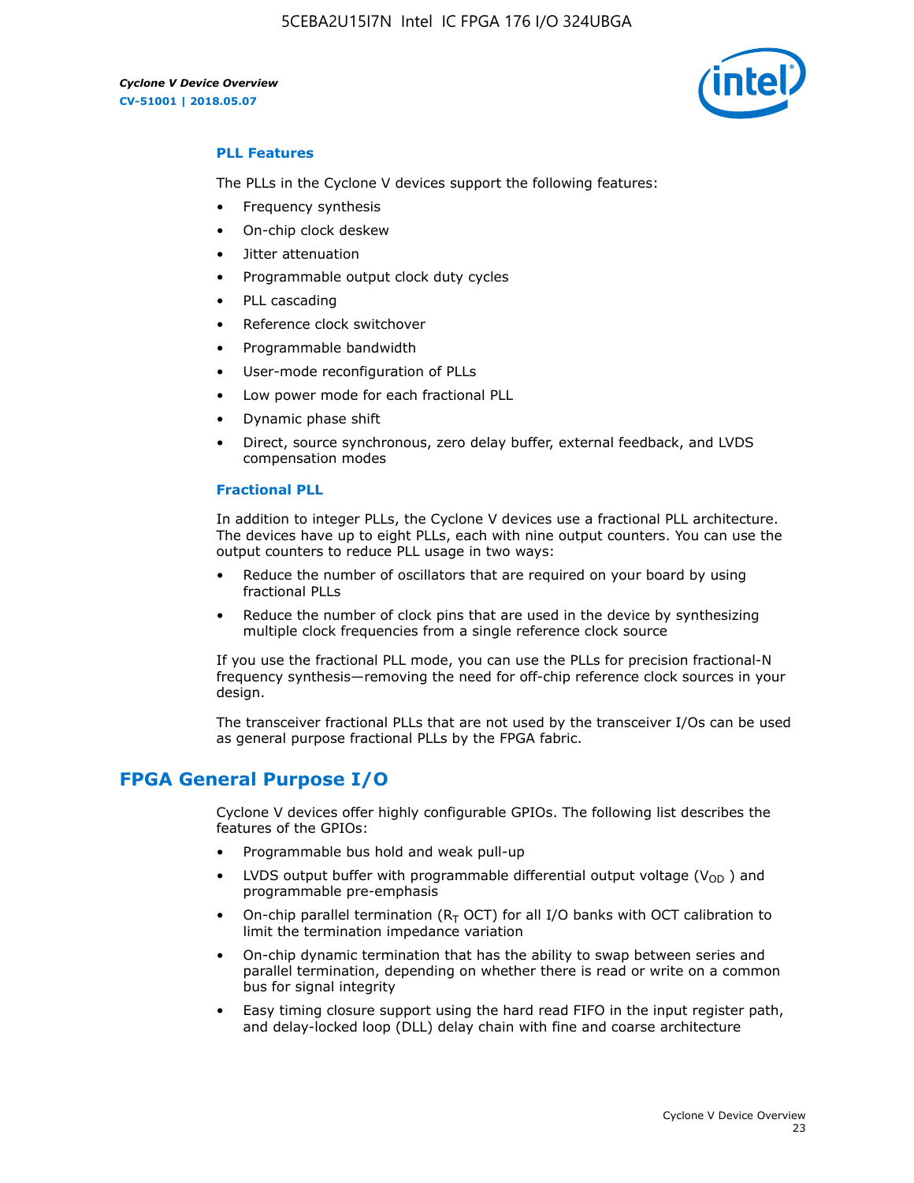### PLL Features

The PLLs in the Cyclone V devices support the following features:

- Frequency synthesis
- On-chip clock deskew
- Jitter attenuation
- Programmable output clock duty cycles
- PLL cascading
- Reference clock switchover
- Programmable bandwidth
- User-mode reconfiguration of PLLs
- Low power mode for each fractional PLL
- Dynamic phase shift
- Direct, source synchronous, zero delay buffer, external feedback, and LVDS compensation modes

### Fractional PLL

In addition to integer PLLs, the Cyclone V devices use a fractional PLL architecture. The devices have up to eight PLLs, each with nine output counters. You can use the output counters to reduce PLL usage in two ways:

- Reduce the number of oscillators that are required on your board by using fractional PLLs
- Reduce the number of clock pins that are used in the device by synthesizing multiple clock frequencies from a single reference clock source

If you use the fractional PLL mode, you can use the PLLs for precision fractional-N frequency synthesis—removing the need for off-chip reference clock sources in your design.

The transceiver fractional PLLs that are not used by the transceiver I/Os can be used as general purpose fractional PLLs by the FPGA fabric.

## FPGA General Purpose I/O

Cyclone V devices offer highly configurable GPIOs. The following list describes the features of the GPIOs:

- Programmable bus hold and weak pull-up
- LVDS output buffer with programmable differential output voltage ($V_{OD}$) and programmable pre-emphasis
- On-chip parallel termination ($R_T$ OCT) for all I/O banks with OCT calibration to limit the termination impedance variation
- On-chip dynamic termination that has the ability to swap between series and parallel termination, depending on whether there is read or write on a common bus for signal integrity
- Easy timing closure support using the hard read FIFO in the input register path, and delay-locked loop (DLL) delay chain with fine and coarse architecture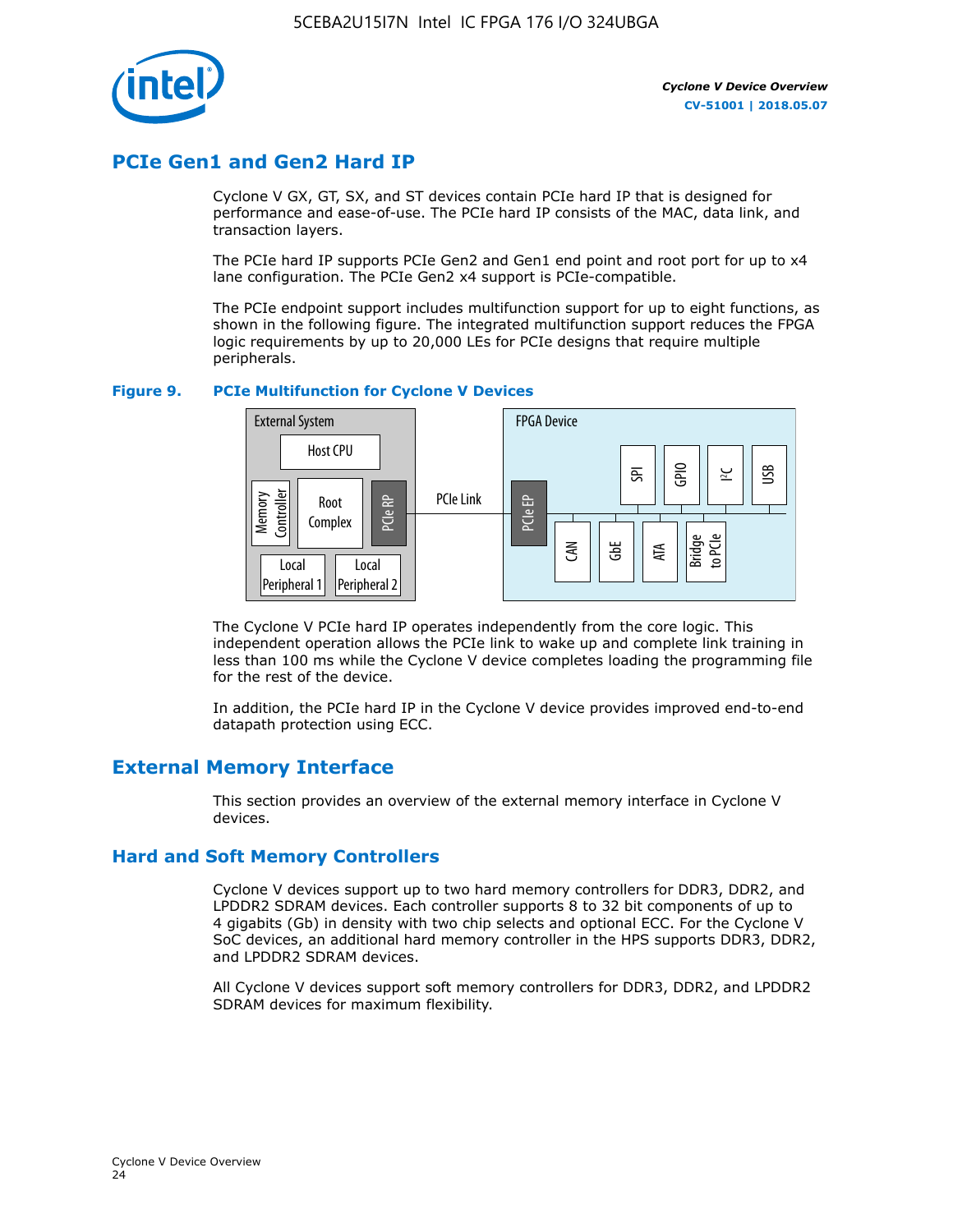## PCIe Gen1 and Gen2 Hard IP

Cyclone V GX, GT, SX, and ST devices contain PCIe hard IP that is designed for performance and ease-of-use. The PCIe hard IP consists of the MAC, data link, and transaction layers.

The PCIe hard IP supports PCIe Gen2 and Gen1 end point and root port for up to x4 lane configuration. The PCIe Gen2 x4 support is PCIe-compatible.

The PCIe endpoint support includes multifunction support for up to eight functions, as shown in the following figure. The integrated multifunction support reduces the FPGA logic requirements by up to 20,000 LEs for PCIe designs that require multiple peripherals.

**Figure 9. PCIe Multifunction for Cyclone V Devices**

External System: Host CPU, Memory Controller, Root Complex, PCIe RP, Local Peripheral 1, Local Peripheral 2 — PCIe Link — FPGA Device: PCIe EP, SPI, GPIO, I²C, USB, CAN, GbE, ATA, Bridge to PCIe

The Cyclone V PCIe hard IP operates independently from the core logic. This independent operation allows the PCIe link to wake up and complete link training in less than 100 ms while the Cyclone V device completes loading the programming file for the rest of the device.

In addition, the PCIe hard IP in the Cyclone V device provides improved end-to-end datapath protection using ECC.

## External Memory Interface

This section provides an overview of the external memory interface in Cyclone V devices.

### Hard and Soft Memory Controllers

Cyclone V devices support up to two hard memory controllers for DDR3, DDR2, and LPDDR2 SDRAM devices. Each controller supports 8 to 32 bit components of up to 4 gigabits (Gb) in density with two chip selects and optional ECC. For the Cyclone V SoC devices, an additional hard memory controller in the HPS supports DDR3, DDR2, and LPDDR2 SDRAM devices.

All Cyclone V devices support soft memory controllers for DDR3, DDR2, and LPDDR2 SDRAM devices for maximum flexibility.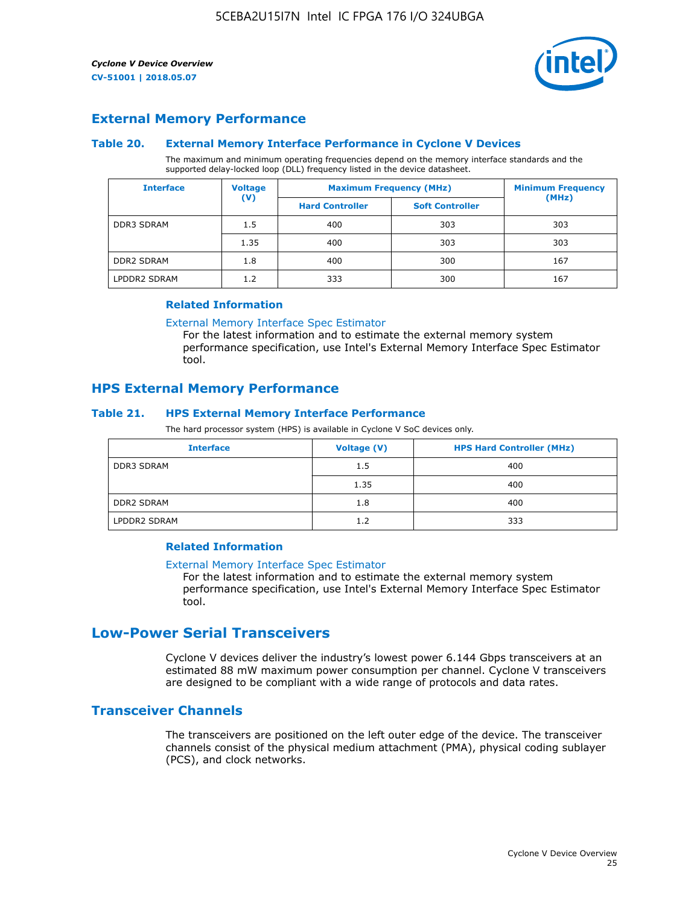## External Memory Performance

### Table 20. External Memory Interface Performance in Cyclone V Devices

The maximum and minimum operating frequencies depend on the memory interface standards and the supported delay-locked loop (DLL) frequency listed in the device datasheet.

| Interface | Voltage (V) | Maximum Frequency (MHz) | | Minimum Frequency (MHz) |
|---|---|---|---|---|
| | | Hard Controller | Soft Controller | |
| DDR3 SDRAM | 1.5 | 400 | 303 | 303 |
| | 1.35 | 400 | 303 | 303 |
| DDR2 SDRAM | 1.8 | 400 | 300 | 167 |
| LPDDR2 SDRAM | 1.2 | 333 | 300 | 167 |

#### Related Information

External Memory Interface Spec Estimator
For the latest information and to estimate the external memory system performance specification, use Intel's External Memory Interface Spec Estimator tool.

## HPS External Memory Performance

### Table 21. HPS External Memory Interface Performance

The hard processor system (HPS) is available in Cyclone V SoC devices only.

| Interface | Voltage (V) | HPS Hard Controller (MHz) |
|---|---|---|
| DDR3 SDRAM | 1.5 | 400 |
| | 1.35 | 400 |
| DDR2 SDRAM | 1.8 | 400 |
| LPDDR2 SDRAM | 1.2 | 333 |

#### Related Information

External Memory Interface Spec Estimator
For the latest information and to estimate the external memory system performance specification, use Intel's External Memory Interface Spec Estimator tool.

# Low-Power Serial Transceivers

Cyclone V devices deliver the industry's lowest power 6.144 Gbps transceivers at an estimated 88 mW maximum power consumption per channel. Cyclone V transceivers are designed to be compliant with a wide range of protocols and data rates.

## Transceiver Channels

The transceivers are positioned on the left outer edge of the device. The transceiver channels consist of the physical medium attachment (PMA), physical coding sublayer (PCS), and clock networks.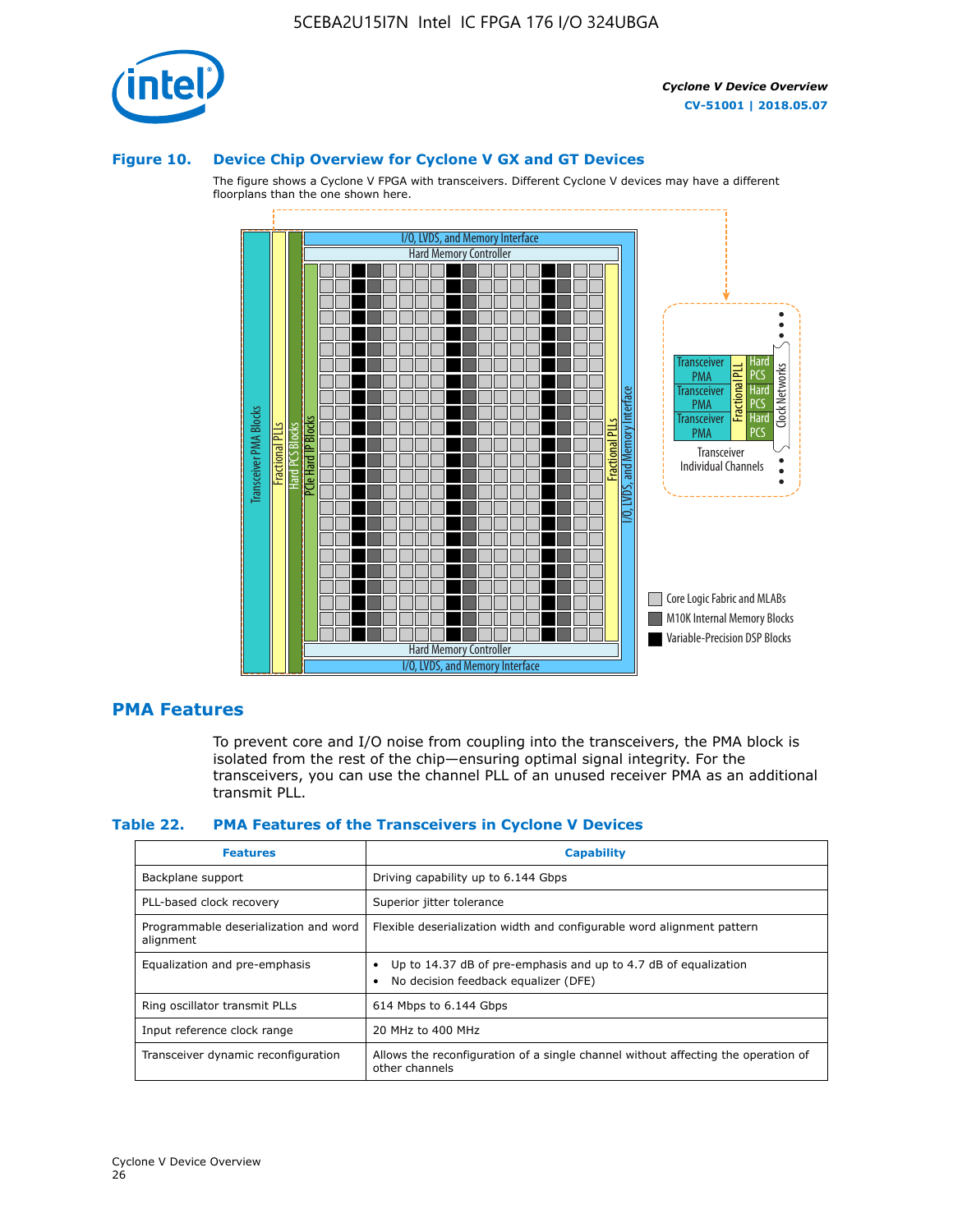**Figure 10. Device Chip Overview for Cyclone V GX and GT Devices**

The figure shows a Cyclone V FPGA with transceivers. Different Cyclone V devices may have a different floorplans than the one shown here.

## PMA Features

To prevent core and I/O noise from coupling into the transceivers, the PMA block is isolated from the rest of the chip—ensuring optimal signal integrity. For the transceivers, you can use the channel PLL of an unused receiver PMA as an additional transmit PLL.

**Table 22. PMA Features of the Transceivers in Cyclone V Devices**

| Features | Capability |
| --- | --- |
| Backplane support | Driving capability up to 6.144 Gbps |
| PLL-based clock recovery | Superior jitter tolerance |
| Programmable deserialization and word alignment | Flexible deserialization width and configurable word alignment pattern |
| Equalization and pre-emphasis | • Up to 14.37 dB of pre-emphasis and up to 4.7 dB of equalization<br>• No decision feedback equalizer (DFE) |
| Ring oscillator transmit PLLs | 614 Mbps to 6.144 Gbps |
| Input reference clock range | 20 MHz to 400 MHz |
| Transceiver dynamic reconfiguration | Allows the reconfiguration of a single channel without affecting the operation of other channels |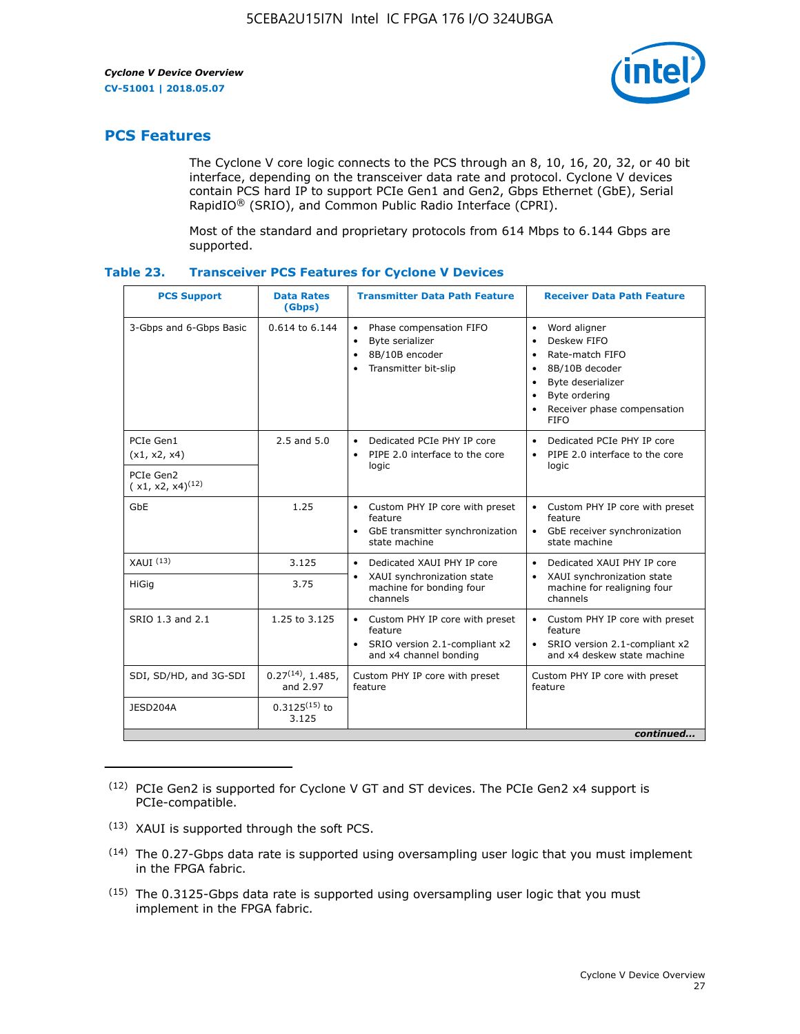## PCS Features

The Cyclone V core logic connects to the PCS through an 8, 10, 16, 20, 32, or 40 bit interface, depending on the transceiver data rate and protocol. Cyclone V devices contain PCS hard IP to support PCIe Gen1 and Gen2, Gbps Ethernet (GbE), Serial RapidIO® (SRIO), and Common Public Radio Interface (CPRI).

Most of the standard and proprietary protocols from 614 Mbps to 6.144 Gbps are supported.

**Table 23. Transceiver PCS Features for Cyclone V Devices**

| PCS Support | Data Rates (Gbps) | Transmitter Data Path Feature | Receiver Data Path Feature |
|---|---|---|---|
| 3-Gbps and 6-Gbps Basic | 0.614 to 6.144 | • Phase compensation FIFO<br>• Byte serializer<br>• 8B/10B encoder<br>• Transmitter bit-slip | • Word aligner<br>• Deskew FIFO<br>• Rate-match FIFO<br>• 8B/10B decoder<br>• Byte deserializer<br>• Byte ordering<br>• Receiver phase compensation FIFO |
| PCIe Gen1 (x1, x2, x4) | 2.5 and 5.0 | • Dedicated PCIe PHY IP core<br>• PIPE 2.0 interface to the core logic | • Dedicated PCIe PHY IP core<br>• PIPE 2.0 interface to the core logic |
| PCIe Gen2 ( x1, x2, x4)[12] | | | |
| GbE | 1.25 | • Custom PHY IP core with preset feature<br>• GbE transmitter synchronization state machine | • Custom PHY IP core with preset feature<br>• GbE receiver synchronization state machine |
| XAUI [13] | 3.125 | • Dedicated XAUI PHY IP core<br>• XAUI synchronization state machine for bonding four channels | • Dedicated XAUI PHY IP core<br>• XAUI synchronization state machine for realigning four channels |
| HiGig | 3.75 | | |
| SRIO 1.3 and 2.1 | 1.25 to 3.125 | • Custom PHY IP core with preset feature<br>• SRIO version 2.1-compliant x2 and x4 channel bonding | • Custom PHY IP core with preset feature<br>• SRIO version 2.1-compliant x2 and x4 deskew state machine |
| SDI, SD/HD, and 3G-SDI | 0.27[14], 1.485, and 2.97 | Custom PHY IP core with preset feature | Custom PHY IP core with preset feature |
| JESD204A | 0.3125[15] to 3.125 | | |

*continued...*

(12) PCIe Gen2 is supported for Cyclone V GT and ST devices. The PCIe Gen2 x4 support is PCIe-compatible.

(13) XAUI is supported through the soft PCS.

(14) The 0.27-Gbps data rate is supported using oversampling user logic that you must implement in the FPGA fabric.

(15) The 0.3125-Gbps data rate is supported using oversampling user logic that you must implement in the FPGA fabric.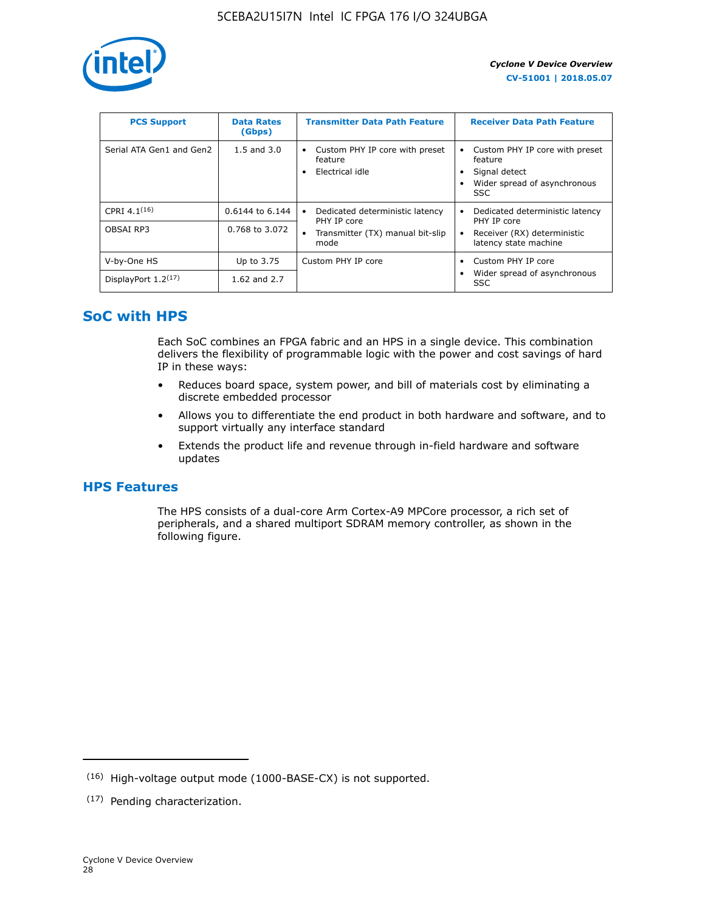| PCS Support | Data Rates (Gbps) | Transmitter Data Path Feature | Receiver Data Path Feature |
|---|---|---|---|
| Serial ATA Gen1 and Gen2 | 1.5 and 3.0 | • Custom PHY IP core with preset feature<br>• Electrical idle | • Custom PHY IP core with preset feature<br>• Signal detect<br>• Wider spread of asynchronous SSC |
| CPRI 4.1[16] | 0.6144 to 6.144 | • Dedicated deterministic latency PHY IP core<br>• Transmitter (TX) manual bit-slip mode | • Dedicated deterministic latency PHY IP core<br>• Receiver (RX) deterministic latency state machine |
| OBSAI RP3 | 0.768 to 3.072 | | |
| V-by-One HS | Up to 3.75 | Custom PHY IP core | • Custom PHY IP core<br>• Wider spread of asynchronous SSC |
| DisplayPort 1.2[17] | 1.62 and 2.7 | | |

## SoC with HPS

Each SoC combines an FPGA fabric and an HPS in a single device. This combination delivers the flexibility of programmable logic with the power and cost savings of hard IP in these ways:

- Reduces board space, system power, and bill of materials cost by eliminating a discrete embedded processor
- Allows you to differentiate the end product in both hardware and software, and to support virtually any interface standard
- Extends the product life and revenue through in-field hardware and software updates

## HPS Features

The HPS consists of a dual-core Arm Cortex-A9 MPCore processor, a rich set of peripherals, and a shared multiport SDRAM memory controller, as shown in the following figure.

(16) High-voltage output mode (1000-BASE-CX) is not supported.

(17) Pending characterization.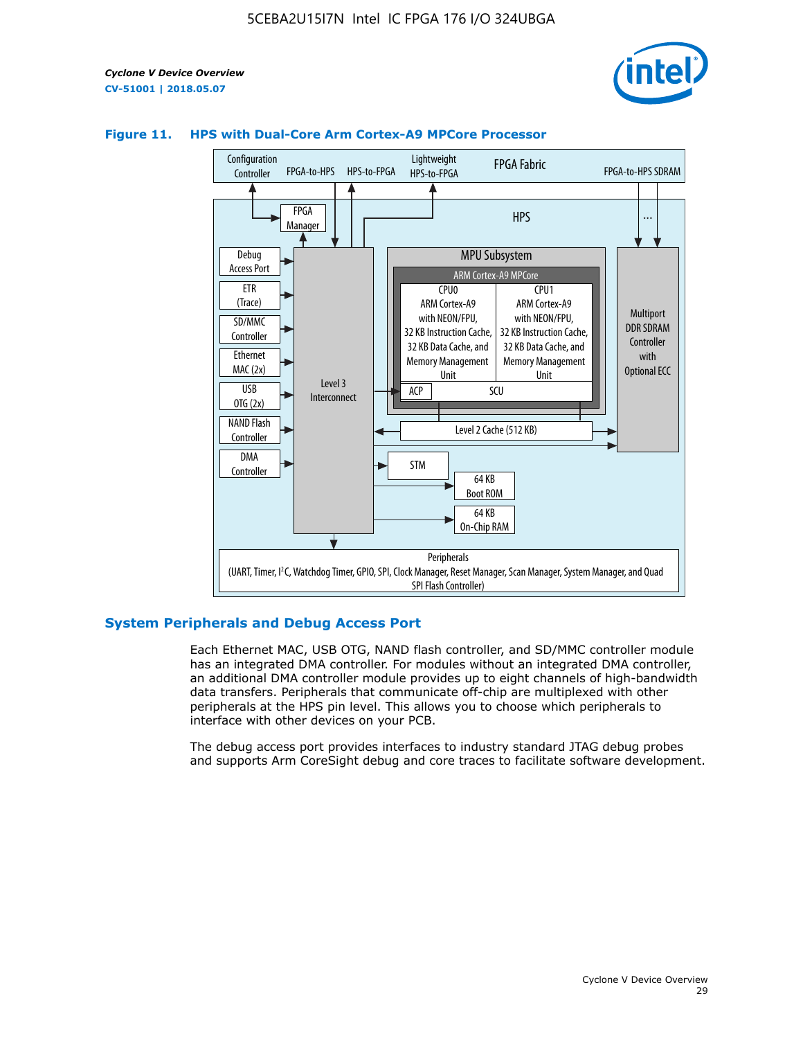**Figure 11. HPS with Dual-Core Arm Cortex-A9 MPCore Processor**

## System Peripherals and Debug Access Port

Each Ethernet MAC, USB OTG, NAND flash controller, and SD/MMC controller module has an integrated DMA controller. For modules without an integrated DMA controller, an additional DMA controller module provides up to eight channels of high-bandwidth data transfers. Peripherals that communicate off-chip are multiplexed with other peripherals at the HPS pin level. This allows you to choose which peripherals to interface with other devices on your PCB.

The debug access port provides interfaces to industry standard JTAG debug probes and supports Arm CoreSight debug and core traces to facilitate software development.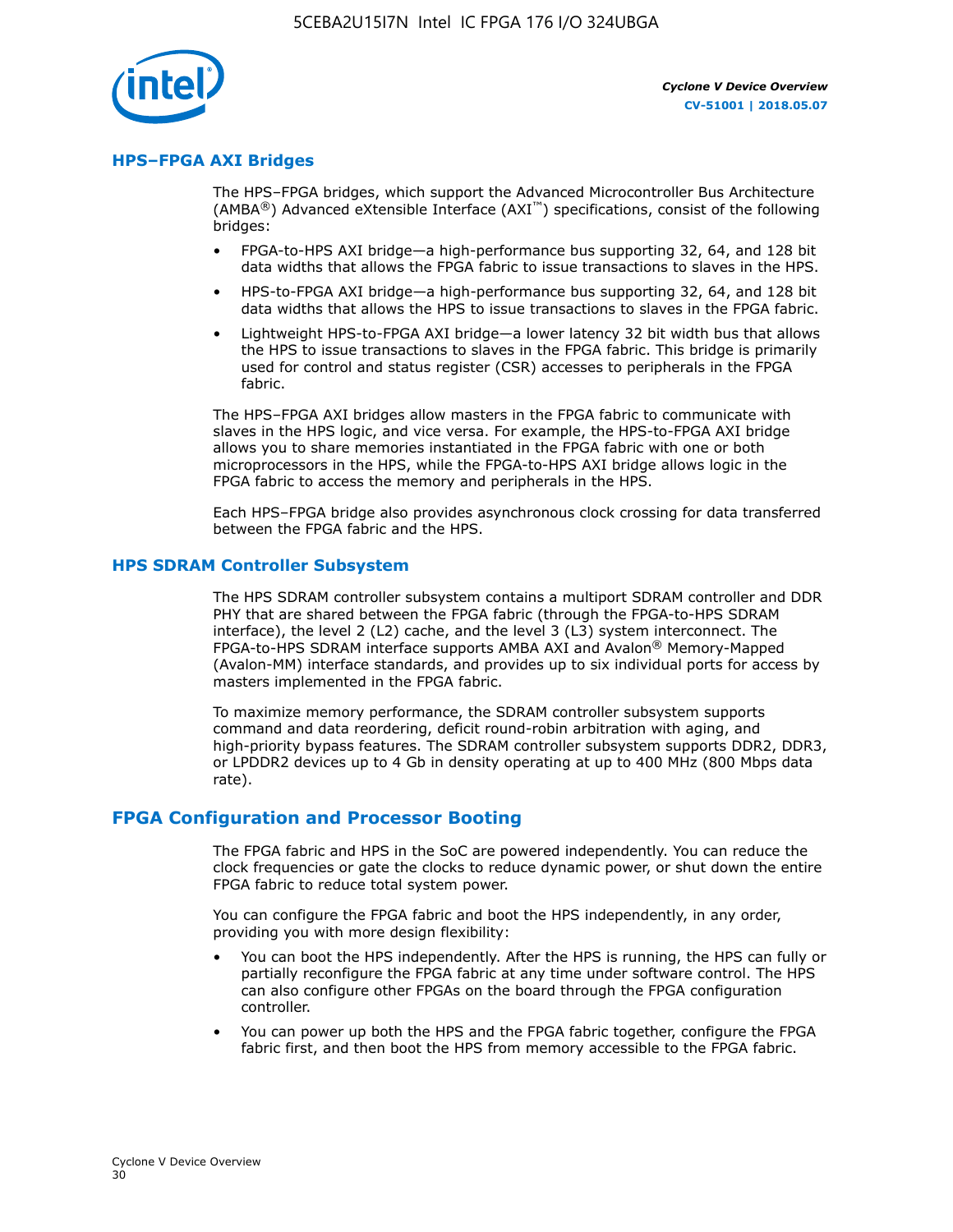## HPS–FPGA AXI Bridges

The HPS–FPGA bridges, which support the Advanced Microcontroller Bus Architecture (AMBA®) Advanced eXtensible Interface (AXI™) specifications, consist of the following bridges:

- FPGA-to-HPS AXI bridge—a high-performance bus supporting 32, 64, and 128 bit data widths that allows the FPGA fabric to issue transactions to slaves in the HPS.
- HPS-to-FPGA AXI bridge—a high-performance bus supporting 32, 64, and 128 bit data widths that allows the HPS to issue transactions to slaves in the FPGA fabric.
- Lightweight HPS-to-FPGA AXI bridge—a lower latency 32 bit width bus that allows the HPS to issue transactions to slaves in the FPGA fabric. This bridge is primarily used for control and status register (CSR) accesses to peripherals in the FPGA fabric.

The HPS–FPGA AXI bridges allow masters in the FPGA fabric to communicate with slaves in the HPS logic, and vice versa. For example, the HPS-to-FPGA AXI bridge allows you to share memories instantiated in the FPGA fabric with one or both microprocessors in the HPS, while the FPGA-to-HPS AXI bridge allows logic in the FPGA fabric to access the memory and peripherals in the HPS.

Each HPS–FPGA bridge also provides asynchronous clock crossing for data transferred between the FPGA fabric and the HPS.

## HPS SDRAM Controller Subsystem

The HPS SDRAM controller subsystem contains a multiport SDRAM controller and DDR PHY that are shared between the FPGA fabric (through the FPGA-to-HPS SDRAM interface), the level 2 (L2) cache, and the level 3 (L3) system interconnect. The FPGA-to-HPS SDRAM interface supports AMBA AXI and Avalon® Memory-Mapped (Avalon-MM) interface standards, and provides up to six individual ports for access by masters implemented in the FPGA fabric.

To maximize memory performance, the SDRAM controller subsystem supports command and data reordering, deficit round-robin arbitration with aging, and high-priority bypass features. The SDRAM controller subsystem supports DDR2, DDR3, or LPDDR2 devices up to 4 Gb in density operating at up to 400 MHz (800 Mbps data rate).

# FPGA Configuration and Processor Booting

The FPGA fabric and HPS in the SoC are powered independently. You can reduce the clock frequencies or gate the clocks to reduce dynamic power, or shut down the entire FPGA fabric to reduce total system power.

You can configure the FPGA fabric and boot the HPS independently, in any order, providing you with more design flexibility:

- You can boot the HPS independently. After the HPS is running, the HPS can fully or partially reconfigure the FPGA fabric at any time under software control. The HPS can also configure other FPGAs on the board through the FPGA configuration controller.
- You can power up both the HPS and the FPGA fabric together, configure the FPGA fabric first, and then boot the HPS from memory accessible to the FPGA fabric.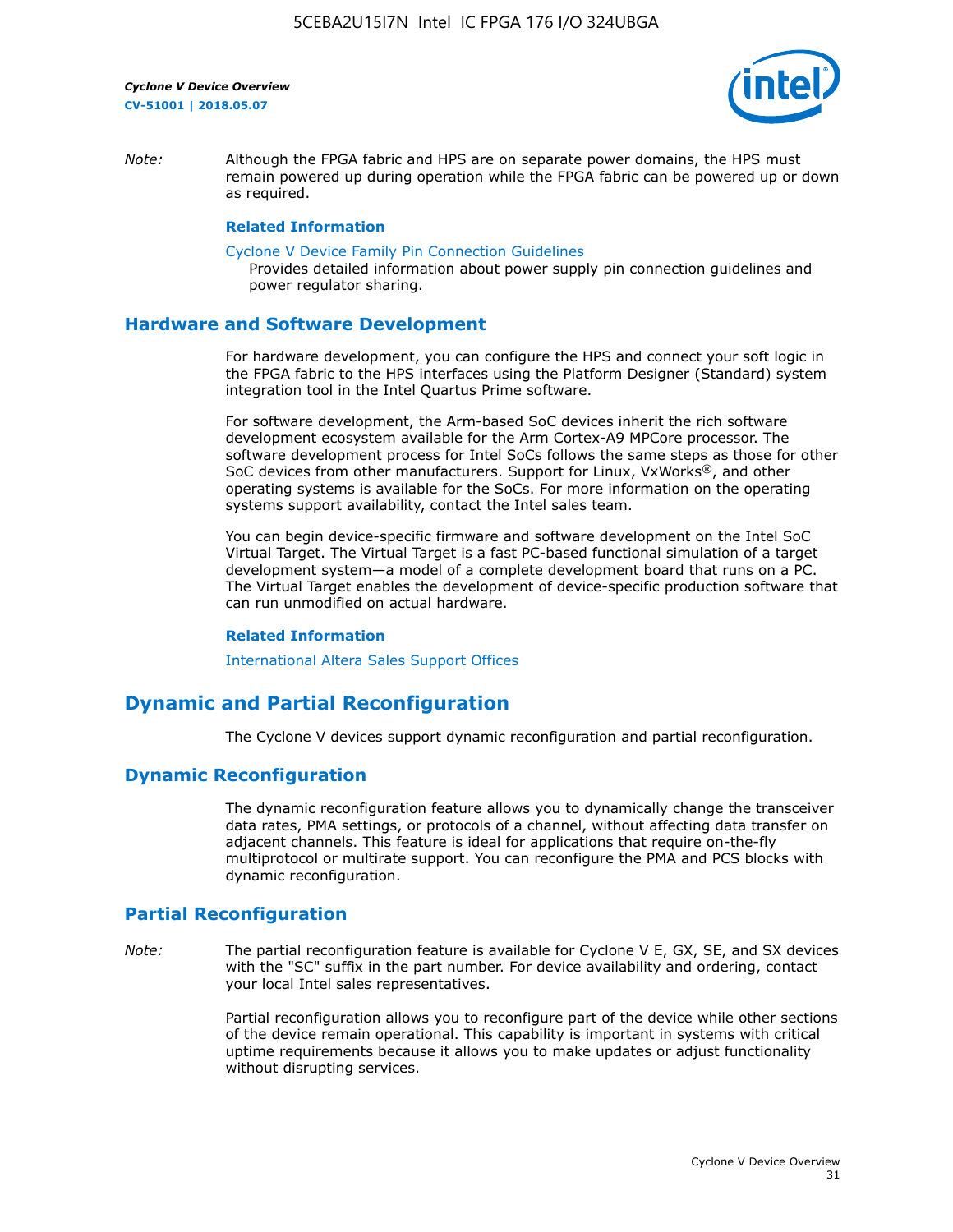*Note:* Although the FPGA fabric and HPS are on separate power domains, the HPS must remain powered up during operation while the FPGA fabric can be powered up or down as required.

**Related Information**

Cyclone V Device Family Pin Connection Guidelines
Provides detailed information about power supply pin connection guidelines and power regulator sharing.

## Hardware and Software Development

For hardware development, you can configure the HPS and connect your soft logic in the FPGA fabric to the HPS interfaces using the Platform Designer (Standard) system integration tool in the Intel Quartus Prime software.

For software development, the Arm-based SoC devices inherit the rich software development ecosystem available for the Arm Cortex-A9 MPCore processor. The software development process for Intel SoCs follows the same steps as those for other SoC devices from other manufacturers. Support for Linux, VxWorks®, and other operating systems is available for the SoCs. For more information on the operating systems support availability, contact the Intel sales team.

You can begin device-specific firmware and software development on the Intel SoC Virtual Target. The Virtual Target is a fast PC-based functional simulation of a target development system—a model of a complete development board that runs on a PC. The Virtual Target enables the development of device-specific production software that can run unmodified on actual hardware.

**Related Information**

International Altera Sales Support Offices

## Dynamic and Partial Reconfiguration

The Cyclone V devices support dynamic reconfiguration and partial reconfiguration.

### Dynamic Reconfiguration

The dynamic reconfiguration feature allows you to dynamically change the transceiver data rates, PMA settings, or protocols of a channel, without affecting data transfer on adjacent channels. This feature is ideal for applications that require on-the-fly multiprotocol or multirate support. You can reconfigure the PMA and PCS blocks with dynamic reconfiguration.

### Partial Reconfiguration

*Note:* The partial reconfiguration feature is available for Cyclone V E, GX, SE, and SX devices with the "SC" suffix in the part number. For device availability and ordering, contact your local Intel sales representatives.

Partial reconfiguration allows you to reconfigure part of the device while other sections of the device remain operational. This capability is important in systems with critical uptime requirements because it allows you to make updates or adjust functionality without disrupting services.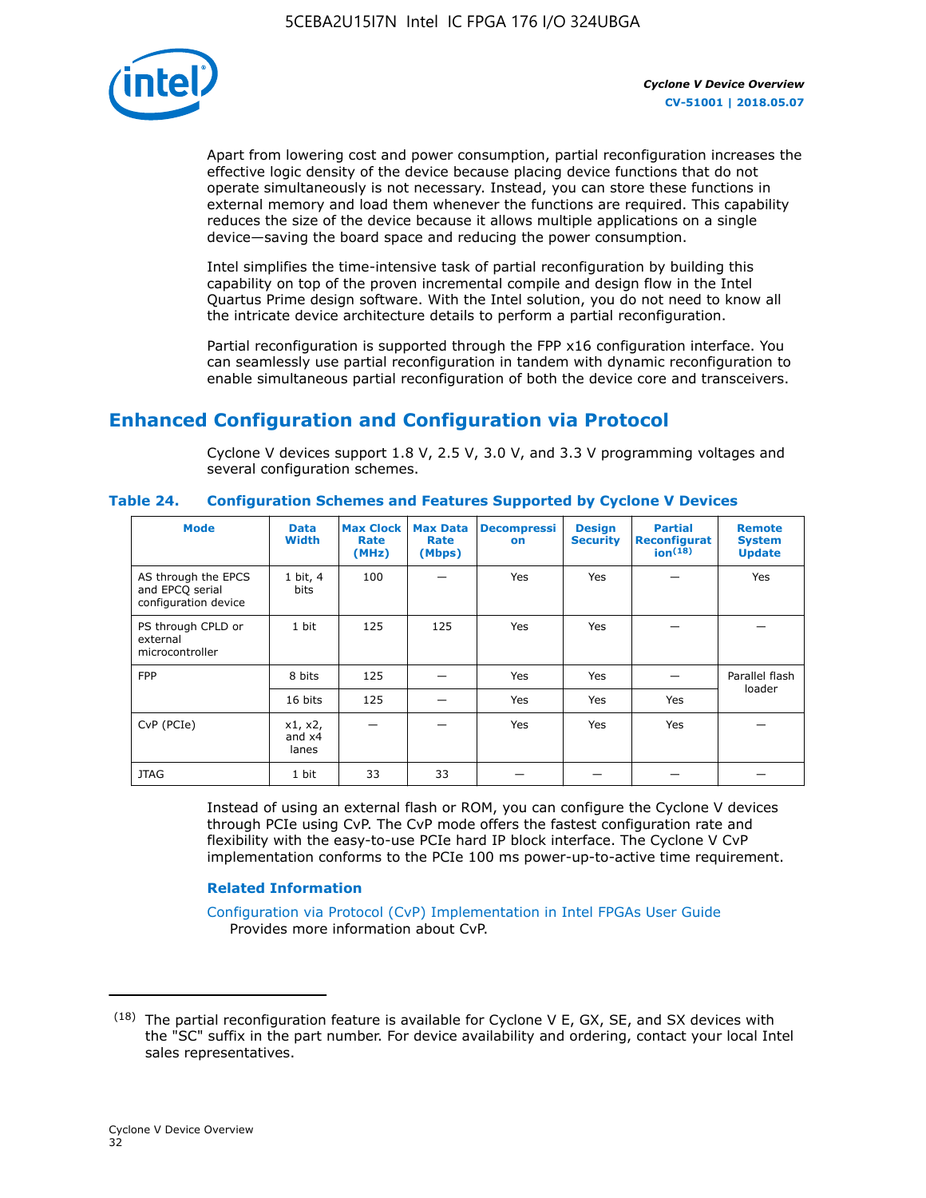Apart from lowering cost and power consumption, partial reconfiguration increases the effective logic density of the device because placing device functions that do not operate simultaneously is not necessary. Instead, you can store these functions in external memory and load them whenever the functions are required. This capability reduces the size of the device because it allows multiple applications on a single device—saving the board space and reducing the power consumption.

Intel simplifies the time-intensive task of partial reconfiguration by building this capability on top of the proven incremental compile and design flow in the Intel Quartus Prime design software. With the Intel solution, you do not need to know all the intricate device architecture details to perform a partial reconfiguration.

Partial reconfiguration is supported through the FPP x16 configuration interface. You can seamlessly use partial reconfiguration in tandem with dynamic reconfiguration to enable simultaneous partial reconfiguration of both the device core and transceivers.

## Enhanced Configuration and Configuration via Protocol

Cyclone V devices support 1.8 V, 2.5 V, 3.0 V, and 3.3 V programming voltages and several configuration schemes.

**Table 24. Configuration Schemes and Features Supported by Cyclone V Devices**

| Mode | Data Width | Max Clock Rate (MHz) | Max Data Rate (Mbps) | Decompression | Design Security | Partial Reconfiguration[18] | Remote System Update |
|---|---|---|---|---|---|---|---|
| AS through the EPCS and EPCQ serial configuration device | 1 bit, 4 bits | 100 | — | Yes | Yes | — | Yes |
| PS through CPLD or external microcontroller | 1 bit | 125 | 125 | Yes | Yes | — | — |
| FPP | 8 bits | 125 | — | Yes | Yes | — | Parallel flash loader |
| | 16 bits | 125 | — | Yes | Yes | Yes | |
| CvP (PCIe) | x1, x2, and x4 lanes | — | — | Yes | Yes | Yes | — |
| JTAG | 1 bit | 33 | 33 | — | — | — | — |

Instead of using an external flash or ROM, you can configure the Cyclone V devices through PCIe using CvP. The CvP mode offers the fastest configuration rate and flexibility with the easy-to-use PCIe hard IP block interface. The Cyclone V CvP implementation conforms to the PCIe 100 ms power-up-to-active time requirement.

### Related Information

Configuration via Protocol (CvP) Implementation in Intel FPGAs User Guide
Provides more information about CvP.

(18) The partial reconfiguration feature is available for Cyclone V E, GX, SE, and SX devices with the "SC" suffix in the part number. For device availability and ordering, contact your local Intel sales representatives.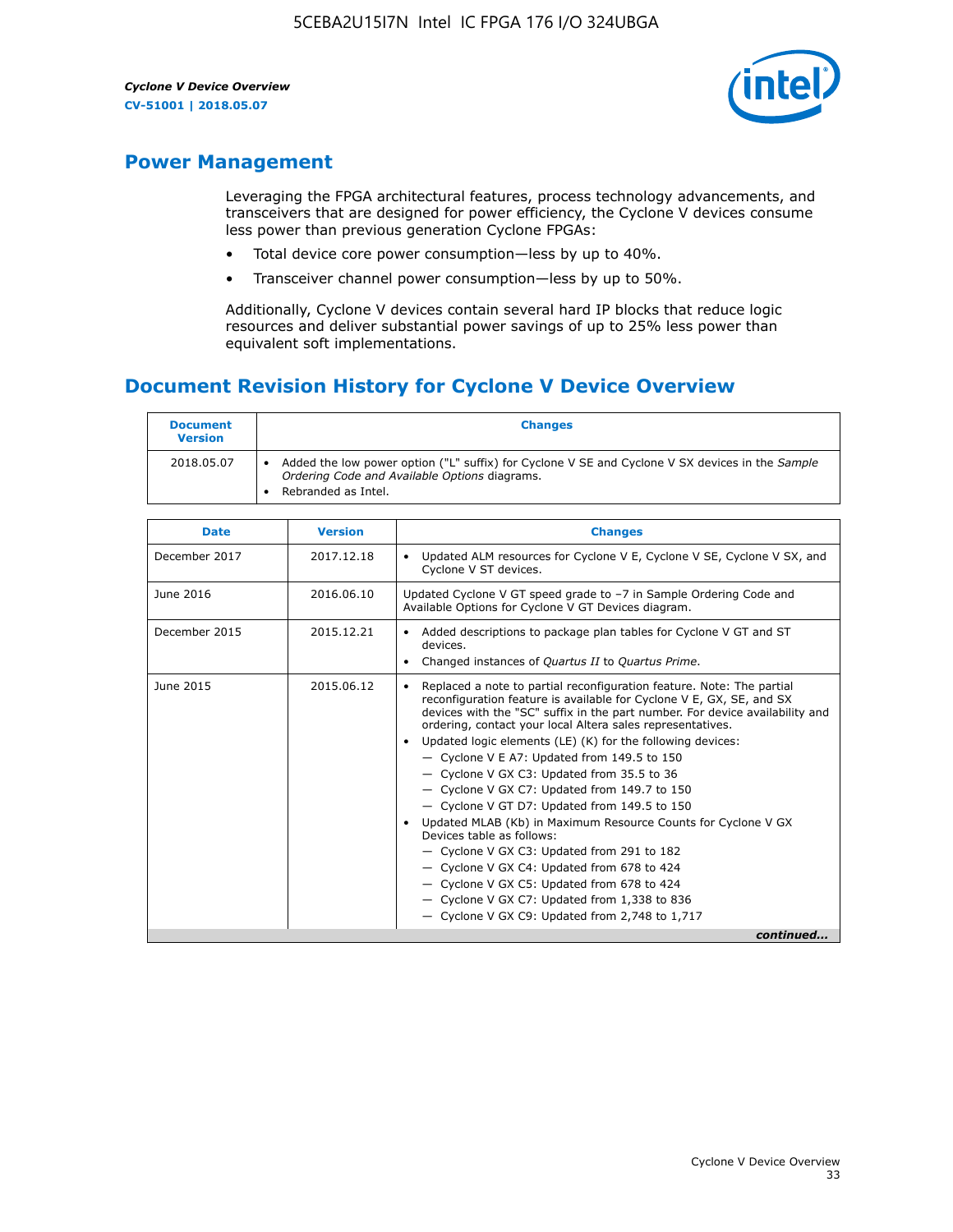## Power Management

Leveraging the FPGA architectural features, process technology advancements, and transceivers that are designed for power efficiency, the Cyclone V devices consume less power than previous generation Cyclone FPGAs:

- Total device core power consumption—less by up to 40%.
- Transceiver channel power consumption—less by up to 50%.

Additionally, Cyclone V devices contain several hard IP blocks that reduce logic resources and deliver substantial power savings of up to 25% less power than equivalent soft implementations.

## Document Revision History for Cyclone V Device Overview

| Document Version | Changes |
|---|---|
| 2018.05.07 | • Added the low power option ("L" suffix) for Cyclone V SE and Cyclone V SX devices in the *Sample Ordering Code and Available Options* diagrams.<br>• Rebranded as Intel. |

| Date | Version | Changes |
|---|---|---|
| December 2017 | 2017.12.18 | • Updated ALM resources for Cyclone V E, Cyclone V SE, Cyclone V SX, and Cyclone V ST devices. |
| June 2016 | 2016.06.10 | Updated Cyclone V GT speed grade to −7 in Sample Ordering Code and Available Options for Cyclone V GT Devices diagram. |
| December 2015 | 2015.12.21 | • Added descriptions to package plan tables for Cyclone V GT and ST devices.<br>• Changed instances of *Quartus II* to *Quartus Prime*. |
| June 2015 | 2015.06.12 | • Replaced a note to partial reconfiguration feature. Note: The partial reconfiguration feature is available for Cyclone V E, GX, SE, and SX devices with the "SC" suffix in the part number. For device availability and ordering, contact your local Altera sales representatives.<br>• Updated logic elements (LE) (K) for the following devices:<br>— Cyclone V E A7: Updated from 149.5 to 150<br>— Cyclone V GX C3: Updated from 35.5 to 36<br>— Cyclone V GX C7: Updated from 149.7 to 150<br>— Cyclone V GT D7: Updated from 149.5 to 150<br>• Updated MLAB (Kb) in Maximum Resource Counts for Cyclone V GX Devices table as follows:<br>— Cyclone V GX C3: Updated from 291 to 182<br>— Cyclone V GX C4: Updated from 678 to 424<br>— Cyclone V GX C5: Updated from 678 to 424<br>— Cyclone V GX C7: Updated from 1,338 to 836<br>— Cyclone V GX C9: Updated from 2,748 to 1,717 |

*continued...*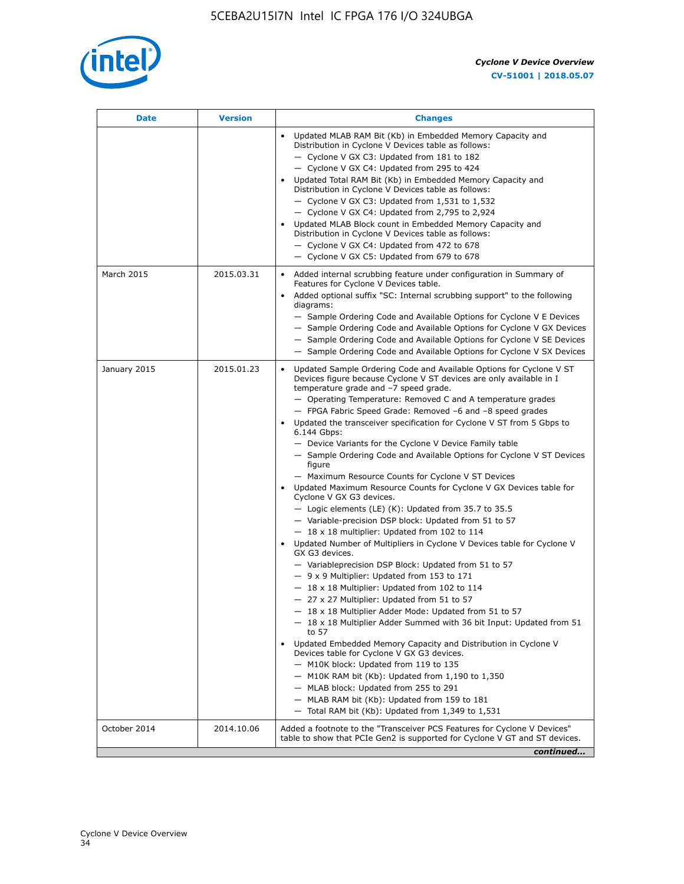| Date | Version | Changes |
|---|---|---|
| | | • Updated MLAB RAM Bit (Kb) in Embedded Memory Capacity and Distribution in Cyclone V Devices table as follows:<br>— Cyclone V GX C3: Updated from 181 to 182<br>— Cyclone V GX C4: Updated from 295 to 424<br>• Updated Total RAM Bit (Kb) in Embedded Memory Capacity and Distribution in Cyclone V Devices table as follows:<br>— Cyclone V GX C3: Updated from 1,531 to 1,532<br>— Cyclone V GX C4: Updated from 2,795 to 2,924<br>• Updated MLAB Block count in Embedded Memory Capacity and Distribution in Cyclone V Devices table as follows:<br>— Cyclone V GX C4: Updated from 472 to 678<br>— Cyclone V GX C5: Updated from 679 to 678 |
| March 2015 | 2015.03.31 | • Added internal scrubbing feature under configuration in Summary of Features for Cyclone V Devices table.<br>• Added optional suffix "SC: Internal scrubbing support" to the following diagrams:<br>— Sample Ordering Code and Available Options for Cyclone V E Devices<br>— Sample Ordering Code and Available Options for Cyclone V GX Devices<br>— Sample Ordering Code and Available Options for Cyclone V SE Devices<br>— Sample Ordering Code and Available Options for Cyclone V SX Devices |
| January 2015 | 2015.01.23 | • Updated Sample Ordering Code and Available Options for Cyclone V ST Devices figure because Cyclone V ST devices are only available in I temperature grade and –7 speed grade.<br>— Operating Temperature: Removed C and A temperature grades<br>— FPGA Fabric Speed Grade: Removed –6 and –8 speed grades<br>• Updated the transceiver specification for Cyclone V ST from 5 Gbps to 6.144 Gbps:<br>— Device Variants for the Cyclone V Device Family table<br>— Sample Ordering Code and Available Options for Cyclone V ST Devices figure<br>— Maximum Resource Counts for Cyclone V ST Devices<br>• Updated Maximum Resource Counts for Cyclone V GX Devices table for Cyclone V GX G3 devices.<br>— Logic elements (LE) (K): Updated from 35.7 to 35.5<br>— Variable-precision DSP block: Updated from 51 to 57<br>— 18 x 18 multiplier: Updated from 102 to 114<br>• Updated Number of Multipliers in Cyclone V Devices table for Cyclone V GX G3 devices.<br>— Variableprecision DSP Block: Updated from 51 to 57<br>— 9 x 9 Multiplier: Updated from 153 to 171<br>— 18 x 18 Multiplier: Updated from 102 to 114<br>— 27 x 27 Multiplier: Updated from 51 to 57<br>— 18 x 18 Multiplier Adder Mode: Updated from 51 to 57<br>— 18 x 18 Multiplier Adder Summed with 36 bit Input: Updated from 51 to 57<br>• Updated Embedded Memory Capacity and Distribution in Cyclone V Devices table for Cyclone V GX G3 devices.<br>— M10K block: Updated from 119 to 135<br>— M10K RAM bit (Kb): Updated from 1,190 to 1,350<br>— MLAB block: Updated from 255 to 291<br>— MLAB RAM bit (Kb): Updated from 159 to 181<br>— Total RAM bit (Kb): Updated from 1,349 to 1,531 |
| October 2014 | 2014.10.06 | Added a footnote to the "Transceiver PCS Features for Cyclone V Devices" table to show that PCIe Gen2 is supported for Cyclone V GT and ST devices. |

*continued...*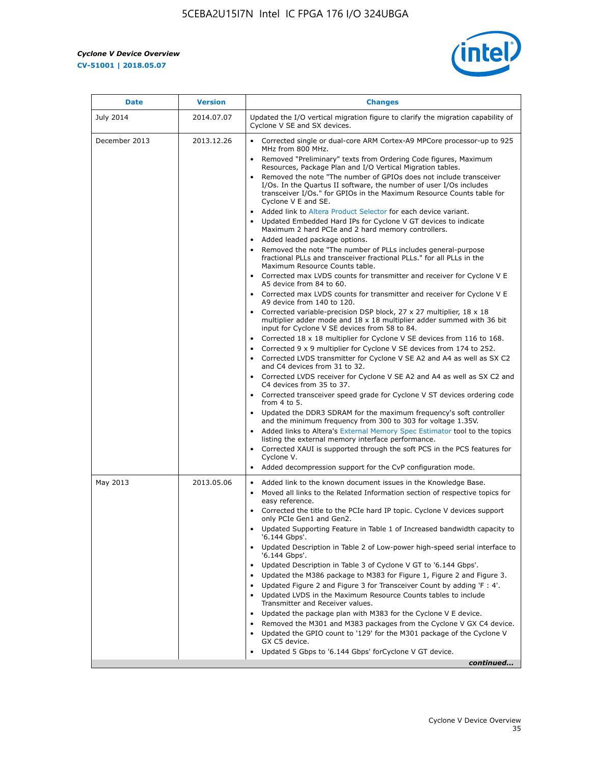| Date | Version | Changes |
| --- | --- | --- |
| July 2014 | 2014.07.07 | Updated the I/O vertical migration figure to clarify the migration capability of Cyclone V SE and SX devices. |
| December 2013 | 2013.12.26 | • Corrected single or dual-core ARM Cortex-A9 MPCore processor-up to 925 MHz from 800 MHz.<br>• Removed "Preliminary" texts from Ordering Code figures, Maximum Resources, Package Plan and I/O Vertical Migration tables.<br>• Removed the note "The number of GPIOs does not include transceiver I/Os. In the Quartus II software, the number of user I/Os includes transceiver I/Os." for GPIOs in the Maximum Resource Counts table for Cyclone V E and SE.<br>• Added link to Altera Product Selector for each device variant.<br>• Updated Embedded Hard IPs for Cyclone V GT devices to indicate Maximum 2 hard PCIe and 2 hard memory controllers.<br>• Added leaded package options.<br>• Removed the note "The number of PLLs includes general-purpose fractional PLLs and transceiver fractional PLLs." for all PLLs in the Maximum Resource Counts table.<br>• Corrected max LVDS counts for transmitter and receiver for Cyclone V E A5 device from 84 to 60.<br>• Corrected max LVDS counts for transmitter and receiver for Cyclone V E A9 device from 140 to 120.<br>• Corrected variable-precision DSP block, 27 x 27 multiplier, 18 x 18 multiplier adder mode and 18 x 18 multiplier adder summed with 36 bit input for Cyclone V SE devices from 58 to 84.<br>• Corrected 18 x 18 multiplier for Cyclone V SE devices from 116 to 168.<br>• Corrected 9 x 9 multiplier for Cyclone V SE devices from 174 to 252.<br>• Corrected LVDS transmitter for Cyclone V SE A2 and A4 as well as SX C2 and C4 devices from 31 to 32.<br>• Corrected LVDS receiver for Cyclone V SE A2 and A4 as well as SX C2 and C4 devices from 35 to 37.<br>• Corrected transceiver speed grade for Cyclone V ST devices ordering code from 4 to 5.<br>• Updated the DDR3 SDRAM for the maximum frequency's soft controller and the minimum frequency from 300 to 303 for voltage 1.35V.<br>• Added links to Altera's External Memory Spec Estimator tool to the topics listing the external memory interface performance.<br>• Corrected XAUI is supported through the soft PCS in the PCS features for Cyclone V.<br>• Added decompression support for the CvP configuration mode. |
| May 2013 | 2013.05.06 | • Added link to the known document issues in the Knowledge Base.<br>• Moved all links to the Related Information section of respective topics for easy reference.<br>• Corrected the title to the PCIe hard IP topic. Cyclone V devices support only PCIe Gen1 and Gen2.<br>• Updated Supporting Feature in Table 1 of Increased bandwidth capacity to '6.144 Gbps'.<br>• Updated Description in Table 2 of Low-power high-speed serial interface to '6.144 Gbps'.<br>• Updated Description in Table 3 of Cyclone V GT to '6.144 Gbps'.<br>• Updated the M386 package to M383 for Figure 1, Figure 2 and Figure 3.<br>• Updated Figure 2 and Figure 3 for Transceiver Count by adding 'F : 4'.<br>• Updated LVDS in the Maximum Resource Counts tables to include Transmitter and Receiver values.<br>• Updated the package plan with M383 for the Cyclone V E device.<br>• Removed the M301 and M383 packages from the Cyclone V GX C4 device.<br>• Updated the GPIO count to '129' for the M301 package of the Cyclone V GX C5 device.<br>• Updated 5 Gbps to '6.144 Gbps' forCyclone V GT device. |

*continued...*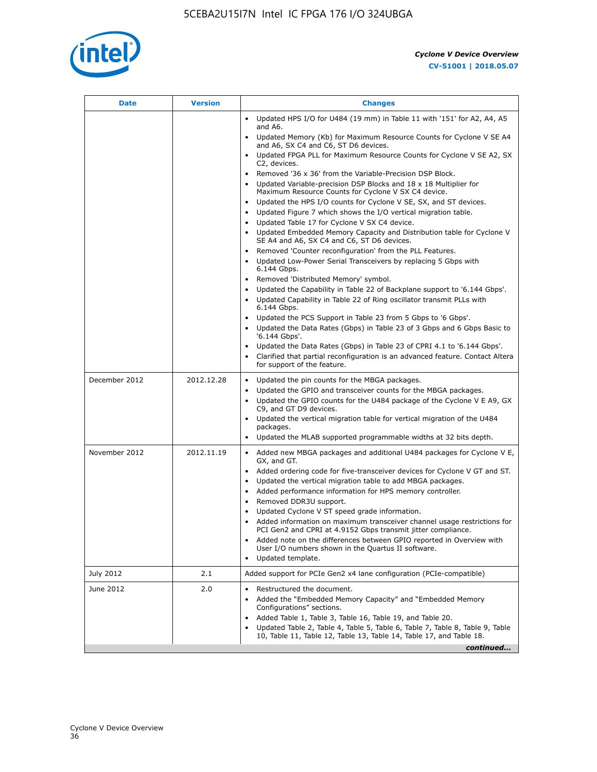| Date | Version | Changes |
| --- | --- | --- |
| | | • Updated HPS I/O for U484 (19 mm) in Table 11 with '151' for A2, A4, A5 and A6.<br>• Updated Memory (Kb) for Maximum Resource Counts for Cyclone V SE A4 and A6, SX C4 and C6, ST D6 devices.<br>• Updated FPGA PLL for Maximum Resource Counts for Cyclone V SE A2, SX C2, devices.<br>• Removed '36 x 36' from the Variable-Precision DSP Block.<br>• Updated Variable-precision DSP Blocks and 18 x 18 Multiplier for Maximum Resource Counts for Cyclone V SX C4 device.<br>• Updated the HPS I/O counts for Cyclone V SE, SX, and ST devices.<br>• Updated Figure 7 which shows the I/O vertical migration table.<br>• Updated Table 17 for Cyclone V SX C4 device.<br>• Updated Embedded Memory Capacity and Distribution table for Cyclone V SE A4 and A6, SX C4 and C6, ST D6 devices.<br>• Removed 'Counter reconfiguration' from the PLL Features.<br>• Updated Low-Power Serial Transceivers by replacing 5 Gbps with 6.144 Gbps.<br>• Removed 'Distributed Memory' symbol.<br>• Updated the Capability in Table 22 of Backplane support to '6.144 Gbps'.<br>• Updated Capability in Table 22 of Ring oscillator transmit PLLs with 6.144 Gbps.<br>• Updated the PCS Support in Table 23 from 5 Gbps to '6 Gbps'.<br>• Updated the Data Rates (Gbps) in Table 23 of 3 Gbps and 6 Gbps Basic to '6.144 Gbps'.<br>• Updated the Data Rates (Gbps) in Table 23 of CPRI 4.1 to '6.144 Gbps'.<br>• Clarified that partial reconfiguration is an advanced feature. Contact Altera for support of the feature. |
| December 2012 | 2012.12.28 | • Updated the pin counts for the MBGA packages.<br>• Updated the GPIO and transceiver counts for the MBGA packages.<br>• Updated the GPIO counts for the U484 package of the Cyclone V E A9, GX C9, and GT D9 devices.<br>• Updated the vertical migration table for vertical migration of the U484 packages.<br>• Updated the MLAB supported programmable widths at 32 bits depth. |
| November 2012 | 2012.11.19 | • Added new MBGA packages and additional U484 packages for Cyclone V E, GX, and GT.<br>• Added ordering code for five-transceiver devices for Cyclone V GT and ST.<br>• Updated the vertical migration table to add MBGA packages.<br>• Added performance information for HPS memory controller.<br>• Removed DDR3U support.<br>• Updated Cyclone V ST speed grade information.<br>• Added information on maximum transceiver channel usage restrictions for PCI Gen2 and CPRI at 4.9152 Gbps transmit jitter compliance.<br>• Added note on the differences between GPIO reported in Overview with User I/O numbers shown in the Quartus II software.<br>• Updated template. |
| July 2012 | 2.1 | Added support for PCIe Gen2 x4 lane configuration (PCIe-compatible) |
| June 2012 | 2.0 | • Restructured the document.<br>• Added the "Embedded Memory Capacity" and "Embedded Memory Configurations" sections.<br>• Added Table 1, Table 3, Table 16, Table 19, and Table 20.<br>• Updated Table 2, Table 4, Table 5, Table 6, Table 7, Table 8, Table 9, Table 10, Table 11, Table 12, Table 13, Table 14, Table 17, and Table 18. |

*continued...*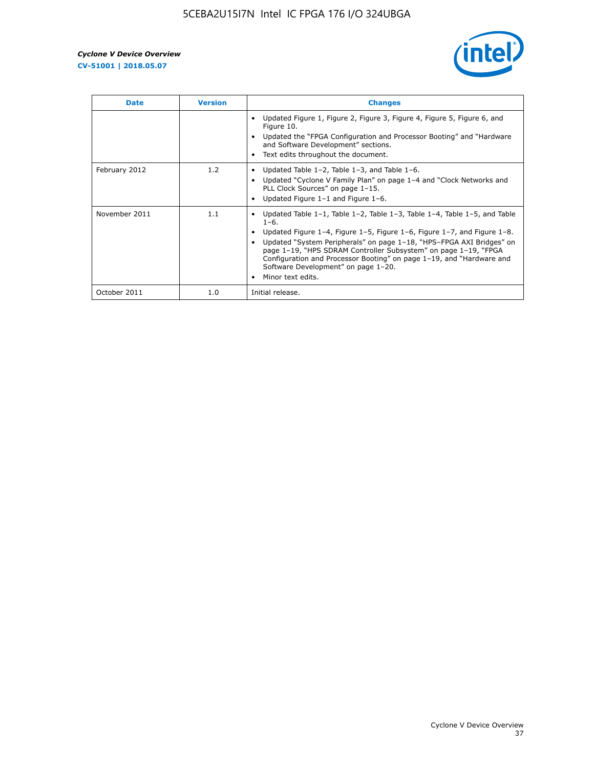| Date | Version | Changes |
| --- | --- | --- |
| | | • Updated Figure 1, Figure 2, Figure 3, Figure 4, Figure 5, Figure 6, and Figure 10.<br>• Updated the "FPGA Configuration and Processor Booting" and "Hardware and Software Development" sections.<br>• Text edits throughout the document. |
| February 2012 | 1.2 | • Updated Table 1–2, Table 1–3, and Table 1–6.<br>• Updated "Cyclone V Family Plan" on page 1–4 and "Clock Networks and PLL Clock Sources" on page 1–15.<br>• Updated Figure 1–1 and Figure 1–6. |
| November 2011 | 1.1 | • Updated Table 1–1, Table 1–2, Table 1–3, Table 1–4, Table 1–5, and Table 1–6.<br>• Updated Figure 1–4, Figure 1–5, Figure 1–6, Figure 1–7, and Figure 1–8.<br>• Updated "System Peripherals" on page 1–18, "HPS–FPGA AXI Bridges" on page 1–19, "HPS SDRAM Controller Subsystem" on page 1–19, "FPGA Configuration and Processor Booting" on page 1–19, and "Hardware and Software Development" on page 1–20.<br>• Minor text edits. |
| October 2011 | 1.0 | Initial release. |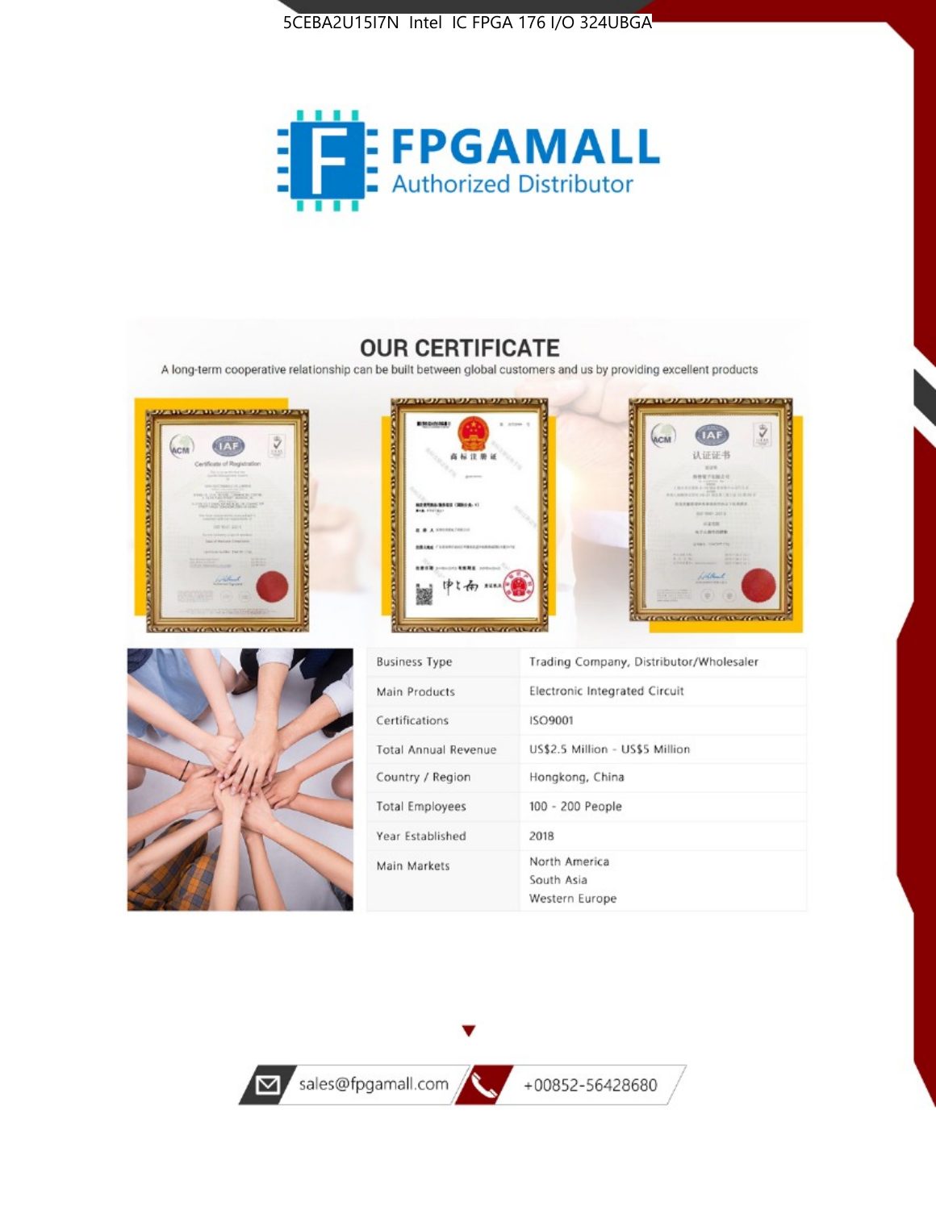# FPGAMALL

Authorized Distributor

## OUR CERTIFICATE

A long-term cooperative relationship can be built between global customers and us by providing excellent products

| | |
|---|---|
| Business Type | Trading Company, Distributor/Wholesaler |
| Main Products | Electronic Integrated Circuit |
| Certifications | ISO9001 |
| Total Annual Revenue | US$2.5 Million - US$5 Million |
| Country / Region | Hongkong, China |
| Total Employees | 100 - 200 People |
| Year Established | 2018 |
| Main Markets | North America<br>South Asia<br>Western Europe |

sales@fpgamall.com

+00852-56428680